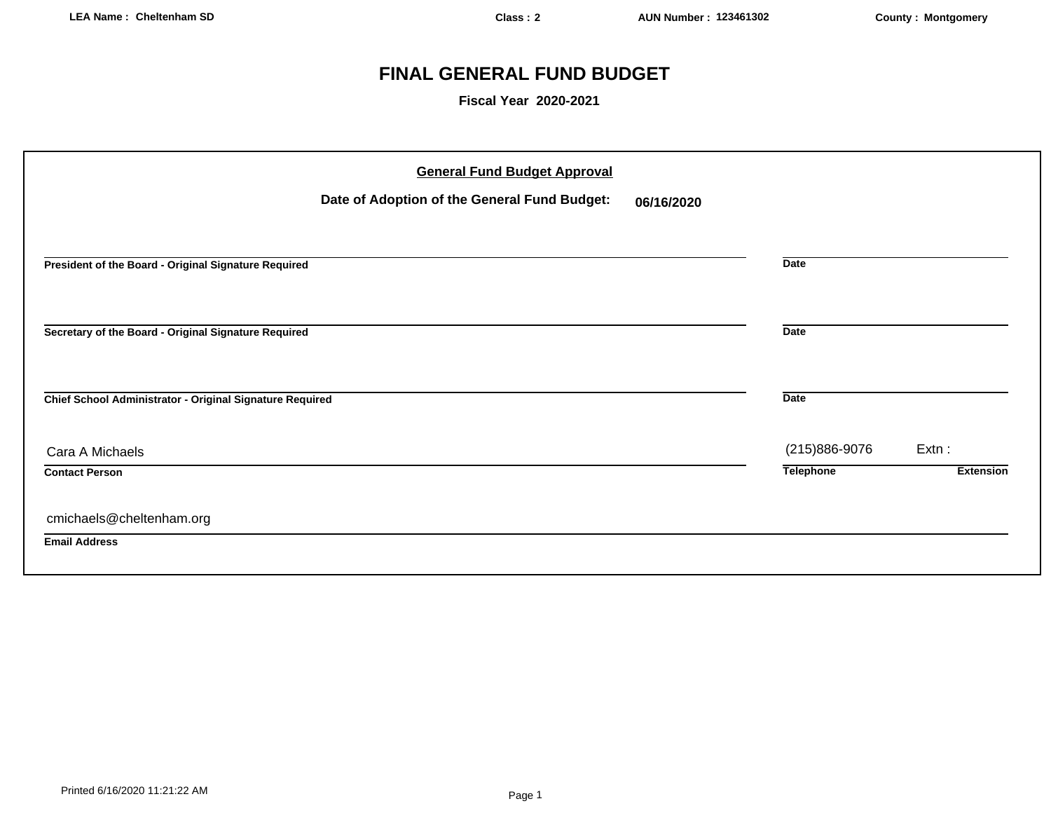LEA Name : Cheltenham SD | Class : 2 | AUN Number : 123461302 | County : Montgomery

# FINAL GENERAL FUND BUDGET

**Fiscal Year 2020-2021**

## General Fund Budget Approval

**Date of Adoption of the General Fund Budget:** **06/16/2020**

---

**President of the Board - Original Signature Required** | **Date**

---

**Secretary of the Board - Original Signature Required** | **Date**

---

**Chief School Administrator - Original Signature Required** | **Date**

Cara A Michaels | (215)886-9076 | Extn :

**Contact Person** | **Telephone** | **Extension**

cmichaels@cheltenham.org

**Email Address**

Printed 6/16/2020 11:21:22 AM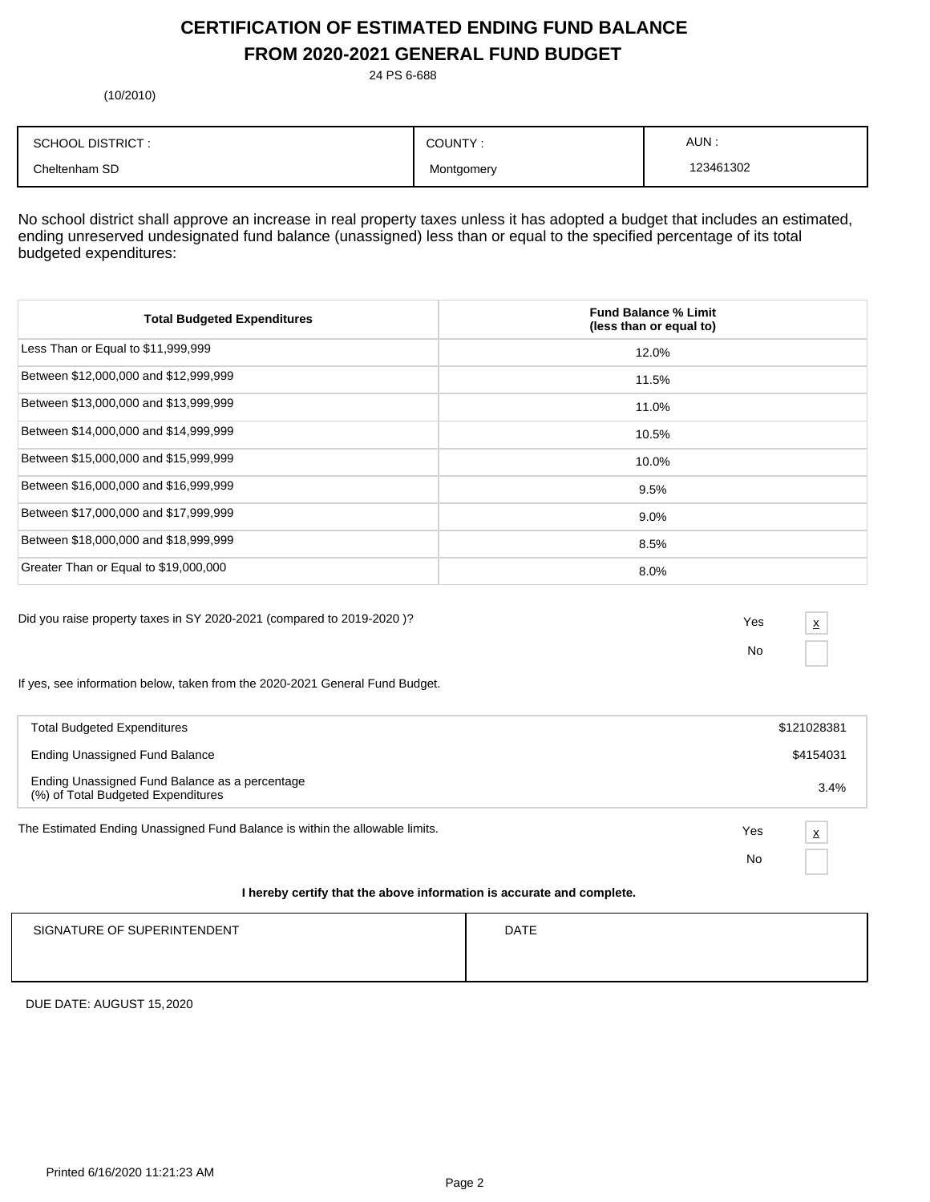# CERTIFICATION OF ESTIMATED ENDING FUND BALANCE FROM 2020-2021 GENERAL FUND BUDGET

24 PS 6-688

(10/2010)

| SCHOOL DISTRICT : | COUNTY : | AUN : |
|---|---|---|
| Cheltenham SD | Montgomery | 123461302 |

No school district shall approve an increase in real property taxes unless it has adopted a budget that includes an estimated, ending unreserved undesignated fund balance (unassigned) less than or equal to the specified percentage of its total budgeted expenditures:

| Total Budgeted Expenditures | Fund Balance % Limit (less than or equal to) |
|---|---|
| Less Than or Equal to $11,999,999 | 12.0% |
| Between $12,000,000 and $12,999,999 | 11.5% |
| Between $13,000,000 and $13,999,999 | 11.0% |
| Between $14,000,000 and $14,999,999 | 10.5% |
| Between $15,000,000 and $15,999,999 | 10.0% |
| Between $16,000,000 and $16,999,999 | 9.5% |
| Between $17,000,000 and $17,999,999 | 9.0% |
| Between $18,000,000 and $18,999,999 | 8.5% |
| Greater Than or Equal to $19,000,000 | 8.0% |

Did you raise property taxes in SY 2020-2021 (compared to 2019-2020 )?

Yes [x]

No [ ]

If yes, see information below, taken from the 2020-2021 General Fund Budget.

| | |
|---|---|
| Total Budgeted Expenditures | $121028381 |
| Ending Unassigned Fund Balance | $4154031 |
| Ending Unassigned Fund Balance as a percentage (%) of Total Budgeted Expenditures | 3.4% |

The Estimated Ending Unassigned Fund Balance is within the allowable limits.

Yes [x]

No [ ]

**I hereby certify that the above information is accurate and complete.**

| SIGNATURE OF SUPERINTENDENT | DATE |
|---|---|
| | |

DUE DATE: AUGUST 15, 2020

Printed 6/16/2020 11:21:23 AM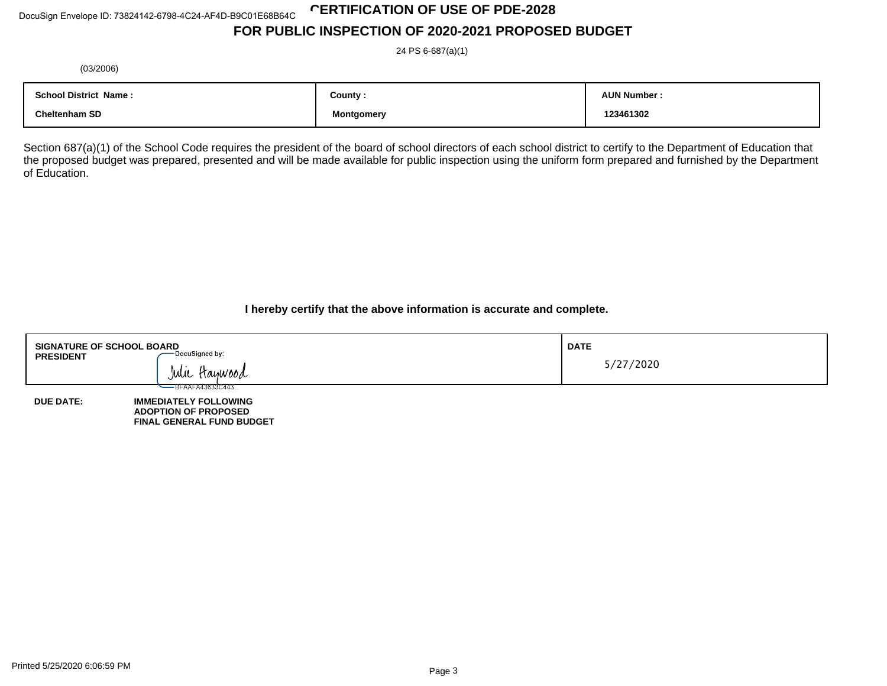DocuSign Envelope ID: 73824142-6798-4C24-AF4D-B9C01E68B64C

# CERTIFICATION OF USE OF PDE-2028

## FOR PUBLIC INSPECTION OF 2020-2021 PROPOSED BUDGET

24 PS 6-687(a)(1)

(03/2006)

| School District Name : | County : | AUN Number : |
|---|---|---|
| Cheltenham SD | Montgomery | 123461302 |

Section 687(a)(1) of the School Code requires the president of the board of school directors of each school district to certify to the Department of Education that the proposed budget was prepared, presented and will be made available for public inspection using the uniform form prepared and furnished by the Department of Education.

**I hereby certify that the above information is accurate and complete.**

| SIGNATURE OF SCHOOL BOARD PRESIDENT | DATE |
|---|---|
| DocuSigned by: Julie Haywood BFAAFA43633C443... | 5/27/2020 |

**DUE DATE:** **IMMEDIATELY FOLLOWING ADOPTION OF PROPOSED FINAL GENERAL FUND BUDGET**

Printed 5/25/2020 6:06:59 PM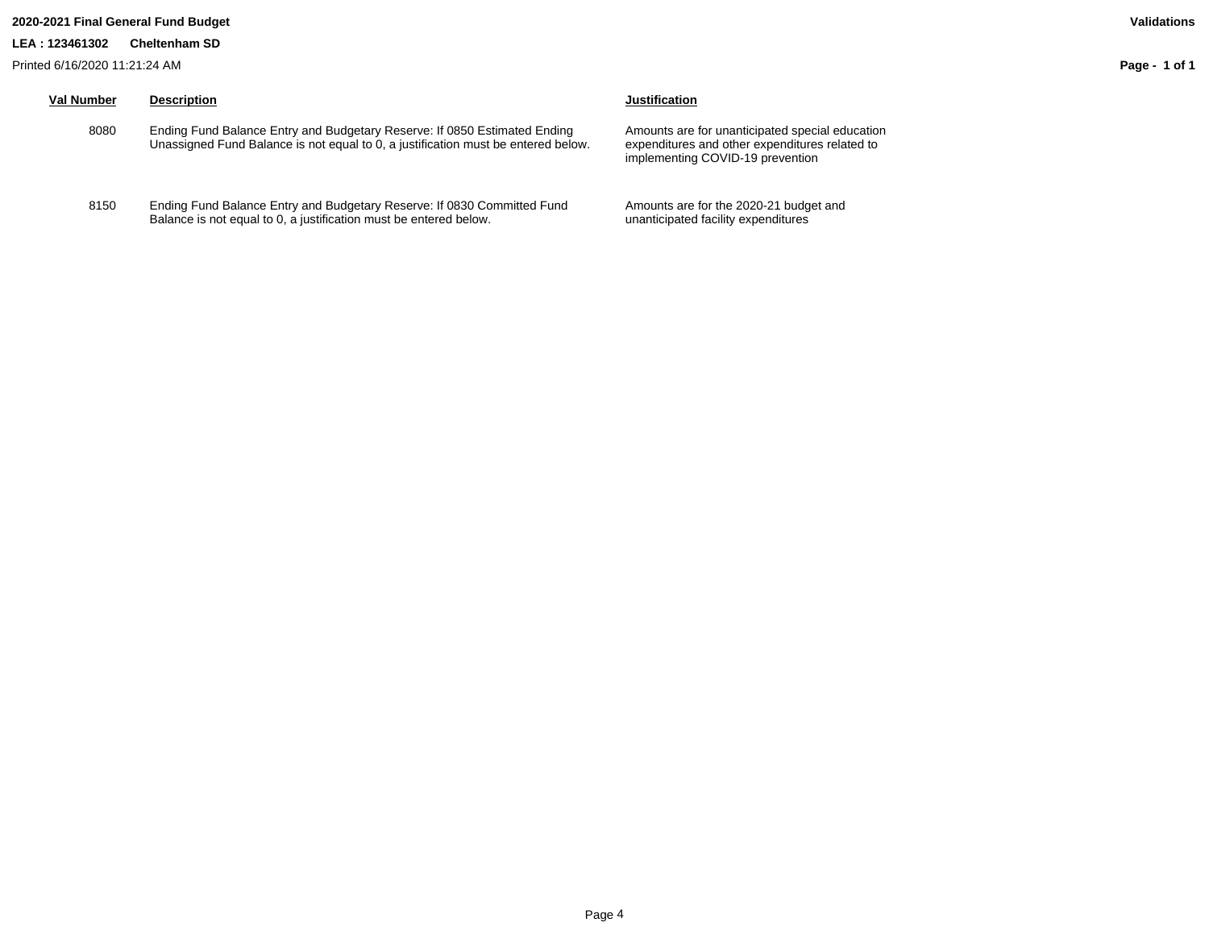**2020-2021 Final General Fund Budget** **Validations**

**LEA : 123461302 Cheltenham SD**

Printed 6/16/2020 11:21:24 AM

| Val Number | Description | Justification |
|---|---|---|
| 8080 | Ending Fund Balance Entry and Budgetary Reserve: If 0850 Estimated Ending Unassigned Fund Balance is not equal to 0, a justification must be entered below. | Amounts are for unanticipated special education expenditures and other expenditures related to implementing COVID-19 prevention |
| 8150 | Ending Fund Balance Entry and Budgetary Reserve: If 0830 Committed Fund Balance is not equal to 0, a justification must be entered below. | Amounts are for the 2020-21 budget and unanticipated facility expenditures |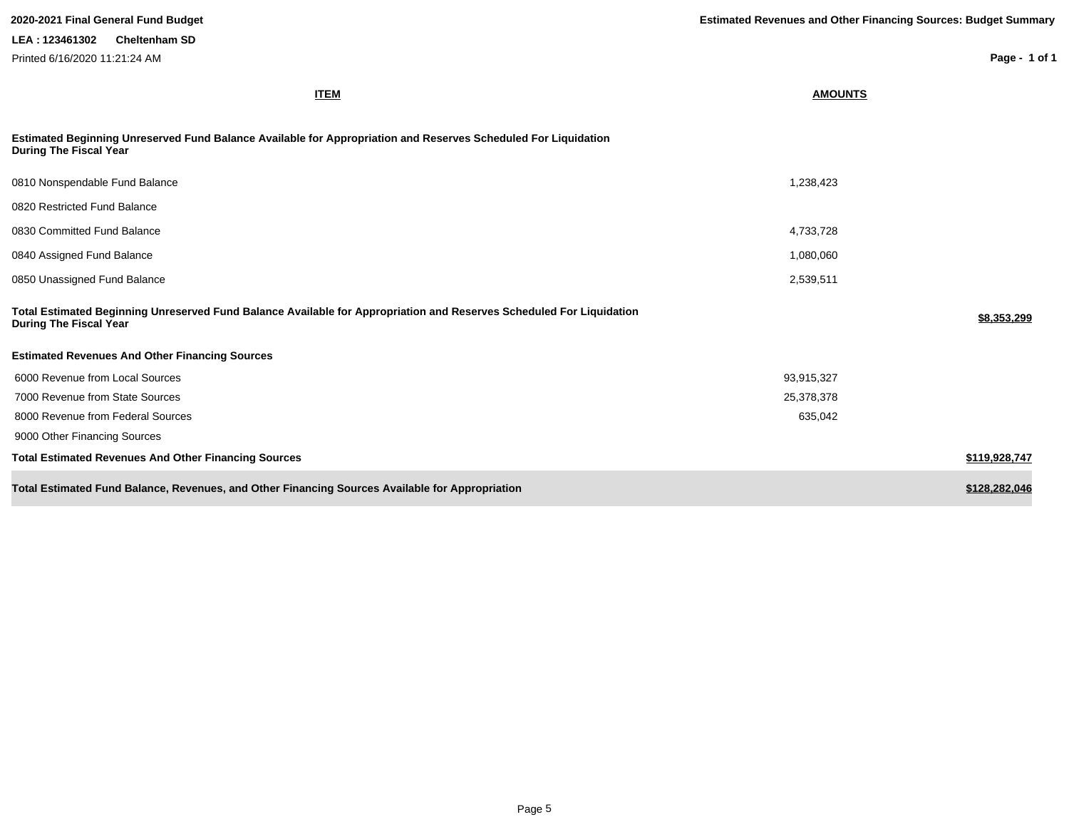**2020-2021 Final General Fund Budget**

**Estimated Revenues and Other Financing Sources: Budget Summary**

**LEA : 123461302 Cheltenham SD**

Printed 6/16/2020 11:21:24 AM

| ITEM | AMOUNTS | |
|---|---|---|
| **Estimated Beginning Unreserved Fund Balance Available for Appropriation and Reserves Scheduled For Liquidation During The Fiscal Year** | | |
| 0810 Nonspendable Fund Balance | 1,238,423 | |
| 0820 Restricted Fund Balance | | |
| 0830 Committed Fund Balance | 4,733,728 | |
| 0840 Assigned Fund Balance | 1,080,060 | |
| 0850 Unassigned Fund Balance | 2,539,511 | |
| **Total Estimated Beginning Unreserved Fund Balance Available for Appropriation and Reserves Scheduled For Liquidation During The Fiscal Year** | | **$8,353,299** |
| **Estimated Revenues And Other Financing Sources** | | |
| 6000 Revenue from Local Sources | 93,915,327 | |
| 7000 Revenue from State Sources | 25,378,378 | |
| 8000 Revenue from Federal Sources | 635,042 | |
| 9000 Other Financing Sources | | |
| **Total Estimated Revenues And Other Financing Sources** | | **$119,928,747** |
| **Total Estimated Fund Balance, Revenues, and Other Financing Sources Available for Appropriation** | | **$128,282,046** |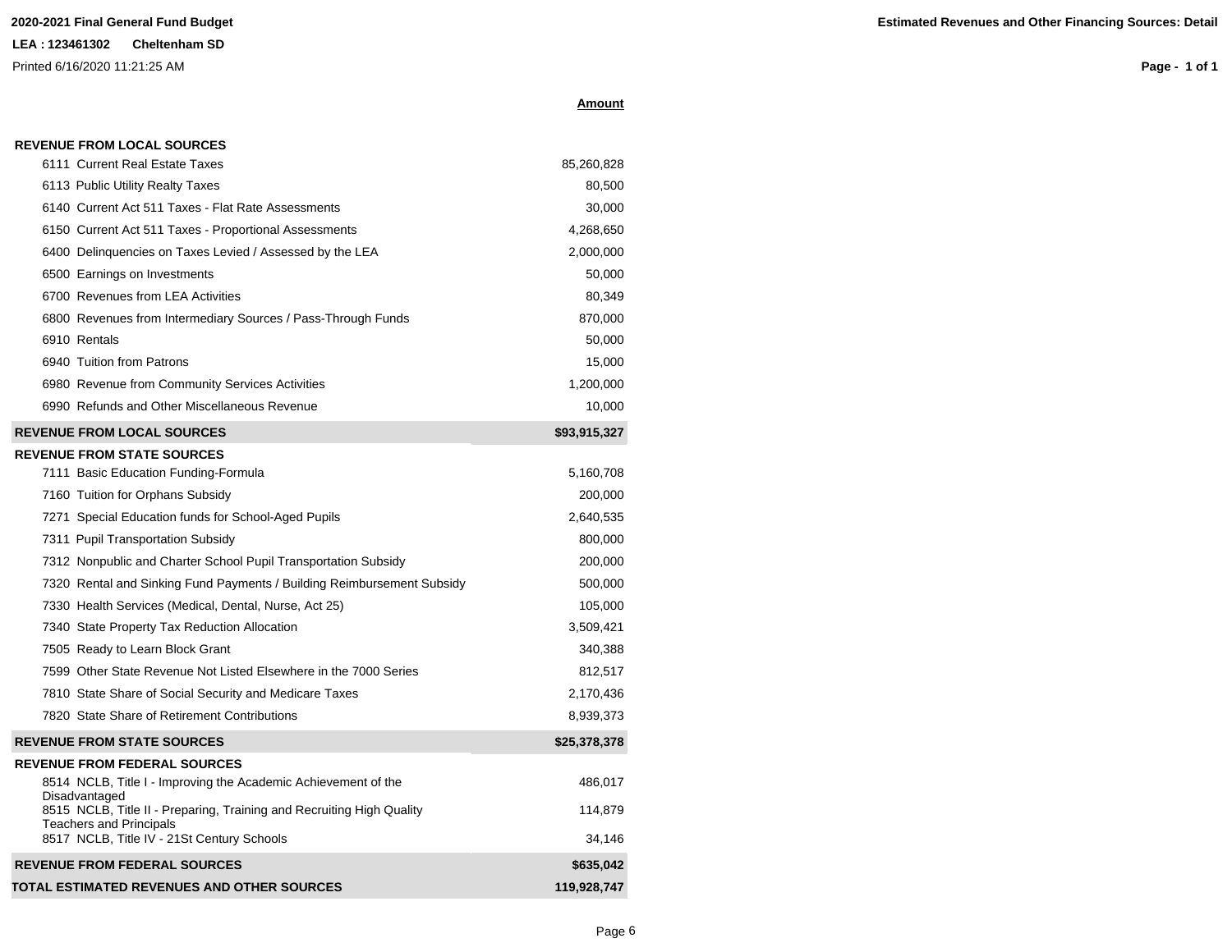**2020-2021 Final General Fund Budget**

**LEA : 123461302 Cheltenham SD**

Printed 6/16/2020 11:21:25 AM

**Estimated Revenues and Other Financing Sources: Detail**

| | **Amount** |
|---|---|
| **REVENUE FROM LOCAL SOURCES** | |
| 6111 Current Real Estate Taxes | 85,260,828 |
| 6113 Public Utility Realty Taxes | 80,500 |
| 6140 Current Act 511 Taxes - Flat Rate Assessments | 30,000 |
| 6150 Current Act 511 Taxes - Proportional Assessments | 4,268,650 |
| 6400 Delinquencies on Taxes Levied / Assessed by the LEA | 2,000,000 |
| 6500 Earnings on Investments | 50,000 |
| 6700 Revenues from LEA Activities | 80,349 |
| 6800 Revenues from Intermediary Sources / Pass-Through Funds | 870,000 |
| 6910 Rentals | 50,000 |
| 6940 Tuition from Patrons | 15,000 |
| 6980 Revenue from Community Services Activities | 1,200,000 |
| 6990 Refunds and Other Miscellaneous Revenue | 10,000 |
| **REVENUE FROM LOCAL SOURCES** | **$93,915,327** |
| **REVENUE FROM STATE SOURCES** | |
| 7111 Basic Education Funding-Formula | 5,160,708 |
| 7160 Tuition for Orphans Subsidy | 200,000 |
| 7271 Special Education funds for School-Aged Pupils | 2,640,535 |
| 7311 Pupil Transportation Subsidy | 800,000 |
| 7312 Nonpublic and Charter School Pupil Transportation Subsidy | 200,000 |
| 7320 Rental and Sinking Fund Payments / Building Reimbursement Subsidy | 500,000 |
| 7330 Health Services (Medical, Dental, Nurse, Act 25) | 105,000 |
| 7340 State Property Tax Reduction Allocation | 3,509,421 |
| 7505 Ready to Learn Block Grant | 340,388 |
| 7599 Other State Revenue Not Listed Elsewhere in the 7000 Series | 812,517 |
| 7810 State Share of Social Security and Medicare Taxes | 2,170,436 |
| 7820 State Share of Retirement Contributions | 8,939,373 |
| **REVENUE FROM STATE SOURCES** | **$25,378,378** |
| **REVENUE FROM FEDERAL SOURCES** | |
| 8514 NCLB, Title I - Improving the Academic Achievement of the Disadvantaged | 486,017 |
| 8515 NCLB, Title II - Preparing, Training and Recruiting High Quality Teachers and Principals | 114,879 |
| 8517 NCLB, Title IV - 21St Century Schools | 34,146 |
| **REVENUE FROM FEDERAL SOURCES** | **$635,042** |
| **TOTAL ESTIMATED REVENUES AND OTHER SOURCES** | **119,928,747** |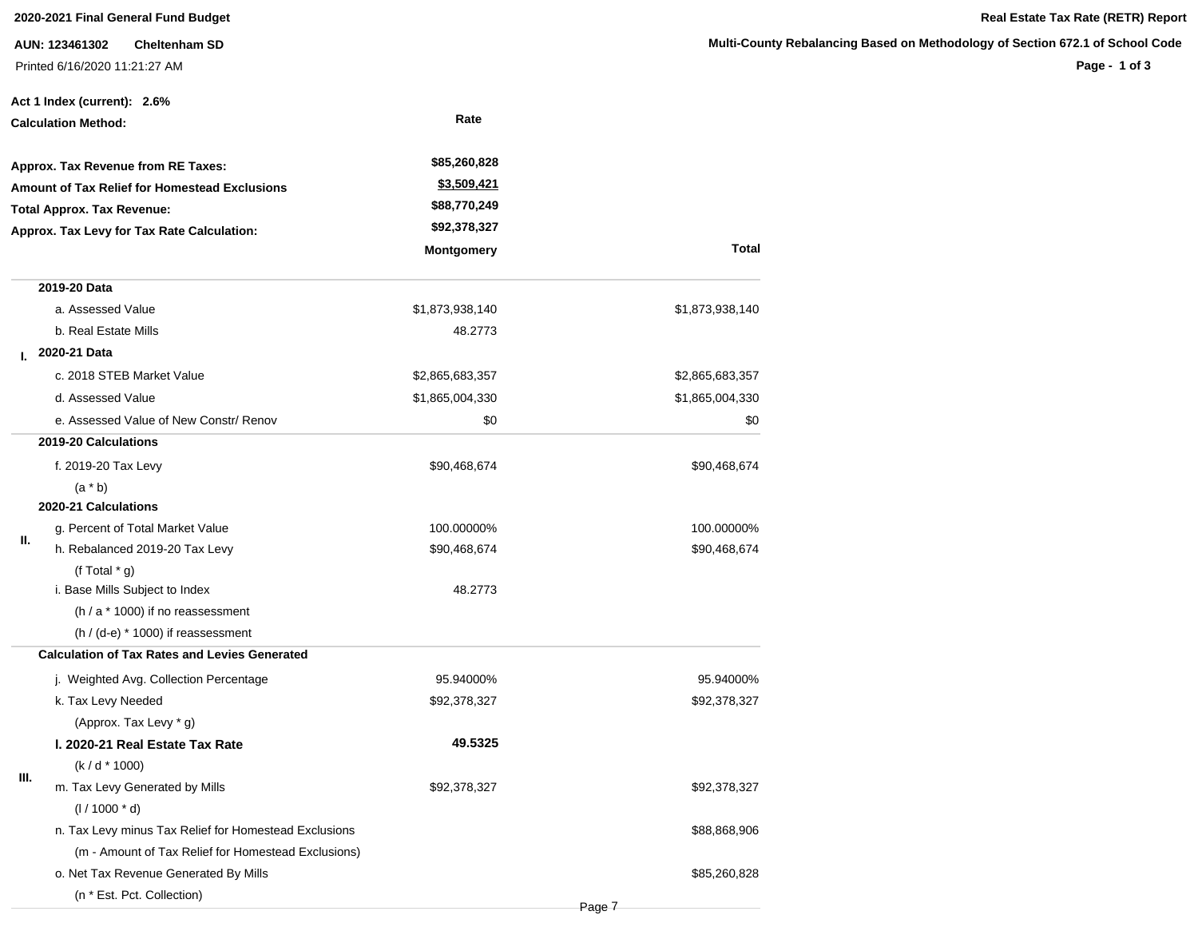**2020-2021 Final General Fund Budget**

**AUN: 123461302 Cheltenham SD**

Printed 6/16/2020 11:21:27 AM

**Real Estate Tax Rate (RETR) Report**

**Multi-County Rebalancing Based on Methodology of Section 672.1 of School Code**

**Act 1 Index (current): 2.6%**

**Calculation Method:** Rate

| | |
|---|---|
| **Approx. Tax Revenue from RE Taxes:** | **$85,260,828** |
| **Amount of Tax Relief for Homestead Exclusions** | **$3,509,421** |
| **Total Approx. Tax Revenue:** | **$88,770,249** |
| **Approx. Tax Levy for Tax Rate Calculation:** | **$92,378,327** |

| | | **Montgomery** | **Total** |
|---|---|---|---|
| **I.** | **2019-20 Data** | | |
| | a. Assessed Value | $1,873,938,140 | $1,873,938,140 |
| | b. Real Estate Mills | 48.2773 | |
| | **2020-21 Data** | | |
| | c. 2018 STEB Market Value | $2,865,683,357 | $2,865,683,357 |
| | d. Assessed Value | $1,865,004,330 | $1,865,004,330 |
| | e. Assessed Value of New Constr/ Renov | $0 | $0 |
| **II.** | **2019-20 Calculations** | | |
| | f. 2019-20 Tax Levy (a * b) | $90,468,674 | $90,468,674 |
| | **2020-21 Calculations** | | |
| | g. Percent of Total Market Value | 100.00000% | 100.00000% |
| | h. Rebalanced 2019-20 Tax Levy (f Total * g) | $90,468,674 | $90,468,674 |
| | i. Base Mills Subject to Index (h / a * 1000) if no reassessment (h / (d-e) * 1000) if reassessment | 48.2773 | |
| **III.** | **Calculation of Tax Rates and Levies Generated** | | |
| | j. Weighted Avg. Collection Percentage | 95.94000% | 95.94000% |
| | k. Tax Levy Needed (Approx. Tax Levy * g) | $92,378,327 | $92,378,327 |
| | **l. 2020-21 Real Estate Tax Rate** (k / d * 1000) | **49.5325** | |
| | m. Tax Levy Generated by Mills (l / 1000 * d) | $92,378,327 | $92,378,327 |
| | n. Tax Levy minus Tax Relief for Homestead Exclusions (m - Amount of Tax Relief for Homestead Exclusions) | | $88,868,906 |
| | o. Net Tax Revenue Generated By Mills (n * Est. Pct. Collection) | | $85,260,828 |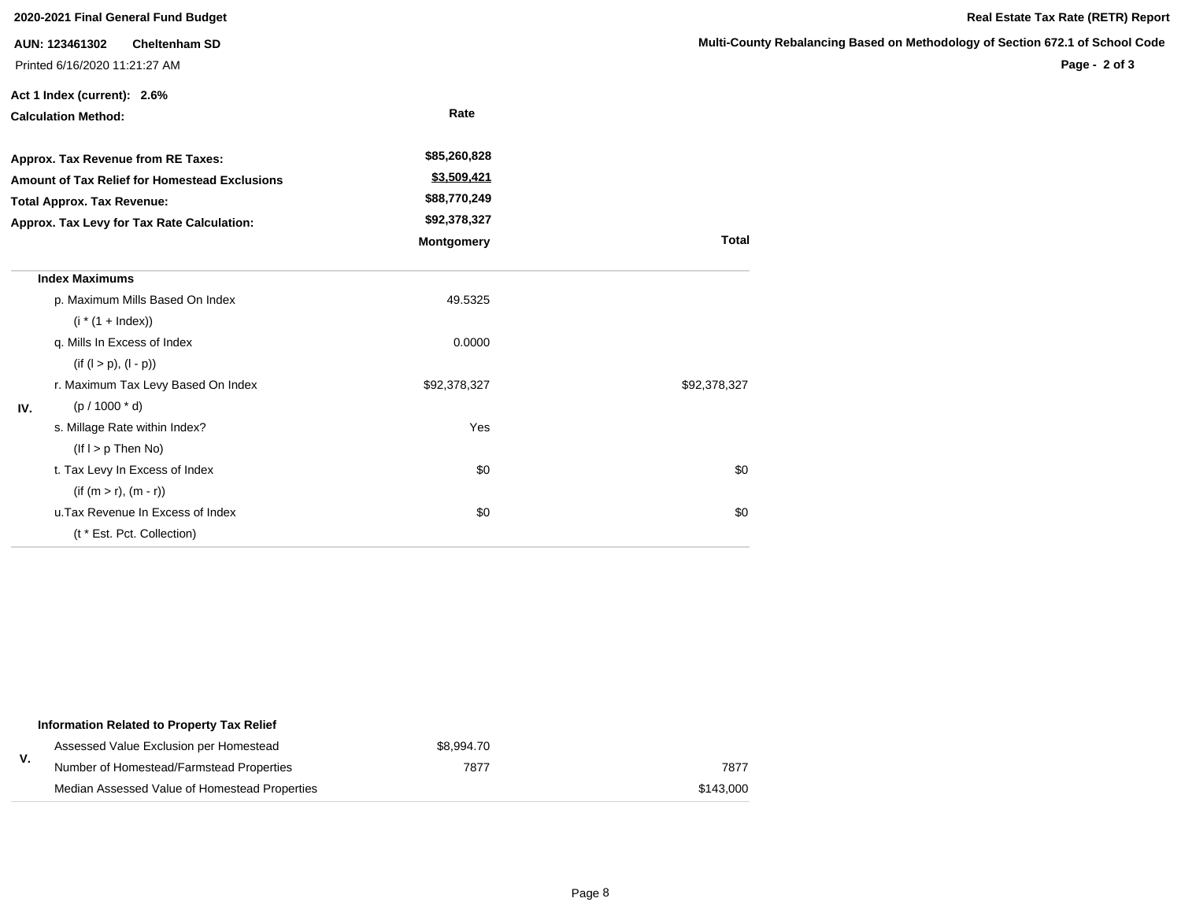**2020-2021 Final General Fund Budget**

**AUN: 123461302 Cheltenham SD**

Printed 6/16/2020 11:21:27 AM

**Real Estate Tax Rate (RETR) Report**

**Multi-County Rebalancing Based on Methodology of Section 672.1 of School Code**

**Act 1 Index (current): 2.6%**

| **Calculation Method:** | **Rate** |
|---|---|
| **Approx. Tax Revenue from RE Taxes:** | **$85,260,828** |
| **Amount of Tax Relief for Homestead Exclusions** | **$3,509,421** |
| **Total Approx. Tax Revenue:** | **$88,770,249** |
| **Approx. Tax Levy for Tax Rate Calculation:** | **$92,378,327** |

| | | **Montgomery** | **Total** |
|---|---|---|---|
| IV. | **Index Maximums** | | |
| | p. Maximum Mills Based On Index (i * (1 + Index)) | 49.5325 | |
| | q. Mills In Excess of Index (if (l > p), (l - p)) | 0.0000 | |
| | r. Maximum Tax Levy Based On Index (p / 1000 * d) | $92,378,327 | $92,378,327 |
| | s. Millage Rate within Index? (If l > p Then No) | Yes | |
| | t. Tax Levy In Excess of Index (if (m > r), (m - r)) | $0 | $0 |
| | u.Tax Revenue In Excess of Index (t * Est. Pct. Collection) | $0 | $0 |

| | | | |
|---|---|---|---|
| V. | **Information Related to Property Tax Relief** | | |
| | Assessed Value Exclusion per Homestead | $8,994.70 | |
| | Number of Homestead/Farmstead Properties | 7877 | 7877 |
| | Median Assessed Value of Homestead Properties | | $143,000 |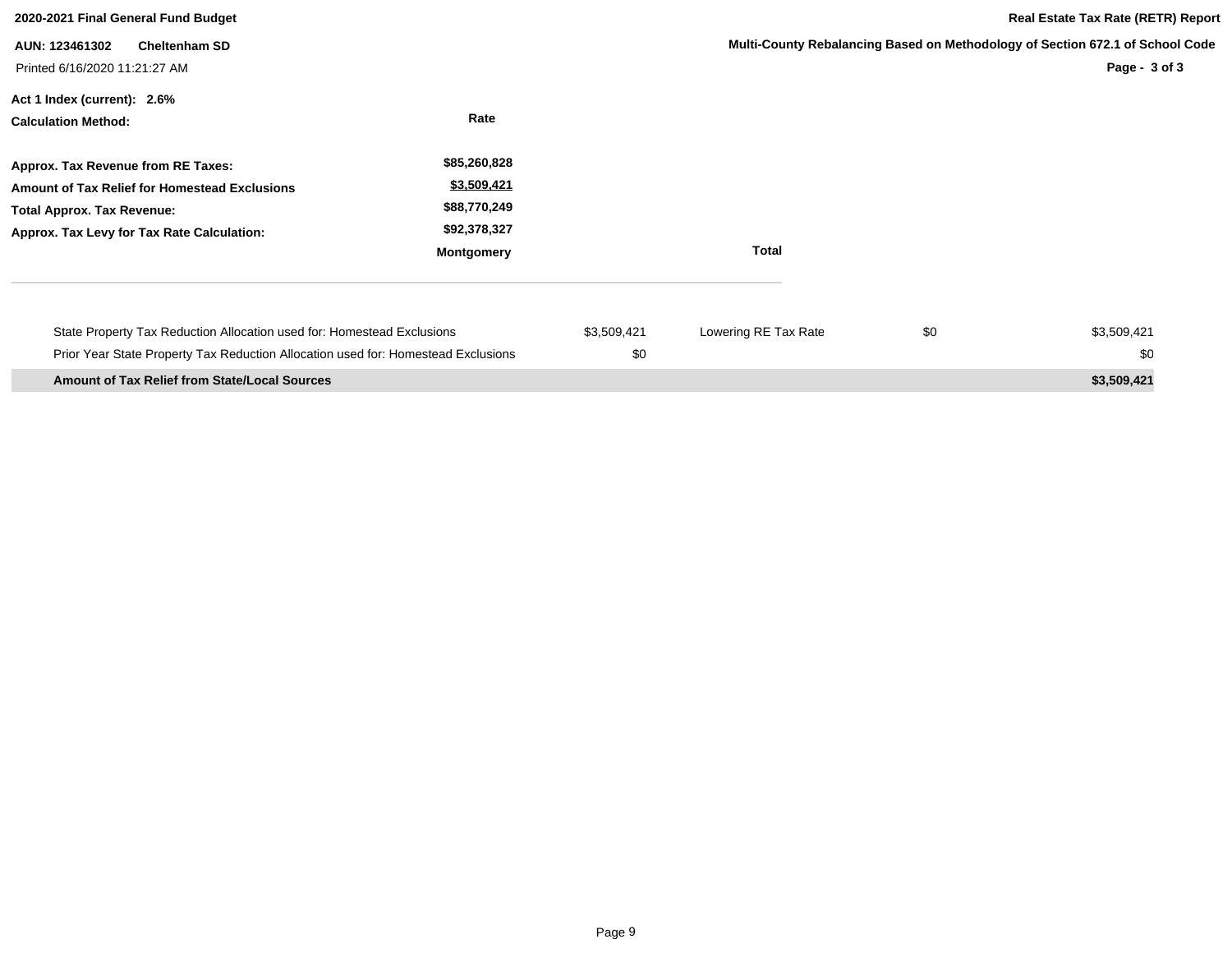**2020-2021 Final General Fund Budget**

**Real Estate Tax Rate (RETR) Report**

**AUN: 123461302 Cheltenham SD**

**Multi-County Rebalancing Based on Methodology of Section 672.1 of School Code**

Printed 6/16/2020 11:21:27 AM

**Act 1 Index (current): 2.6%**

| **Calculation Method:** | **Rate** | |
|---|---|---|
| **Approx. Tax Revenue from RE Taxes:** | **$85,260,828** | |
| **Amount of Tax Relief for Homestead Exclusions** | **$3,509,421** | |
| **Total Approx. Tax Revenue:** | **$88,770,249** | |
| **Approx. Tax Levy for Tax Rate Calculation:** | **$92,378,327** | |
| | **Montgomery** | **Total** |

| | | | | |
|---|---|---|---|---|
| State Property Tax Reduction Allocation used for: Homestead Exclusions | $3,509,421 | Lowering RE Tax Rate | $0 | $3,509,421 |
| Prior Year State Property Tax Reduction Allocation used for: Homestead Exclusions | $0 | | | $0 |
| **Amount of Tax Relief from State/Local Sources** | | | | **$3,509,421** |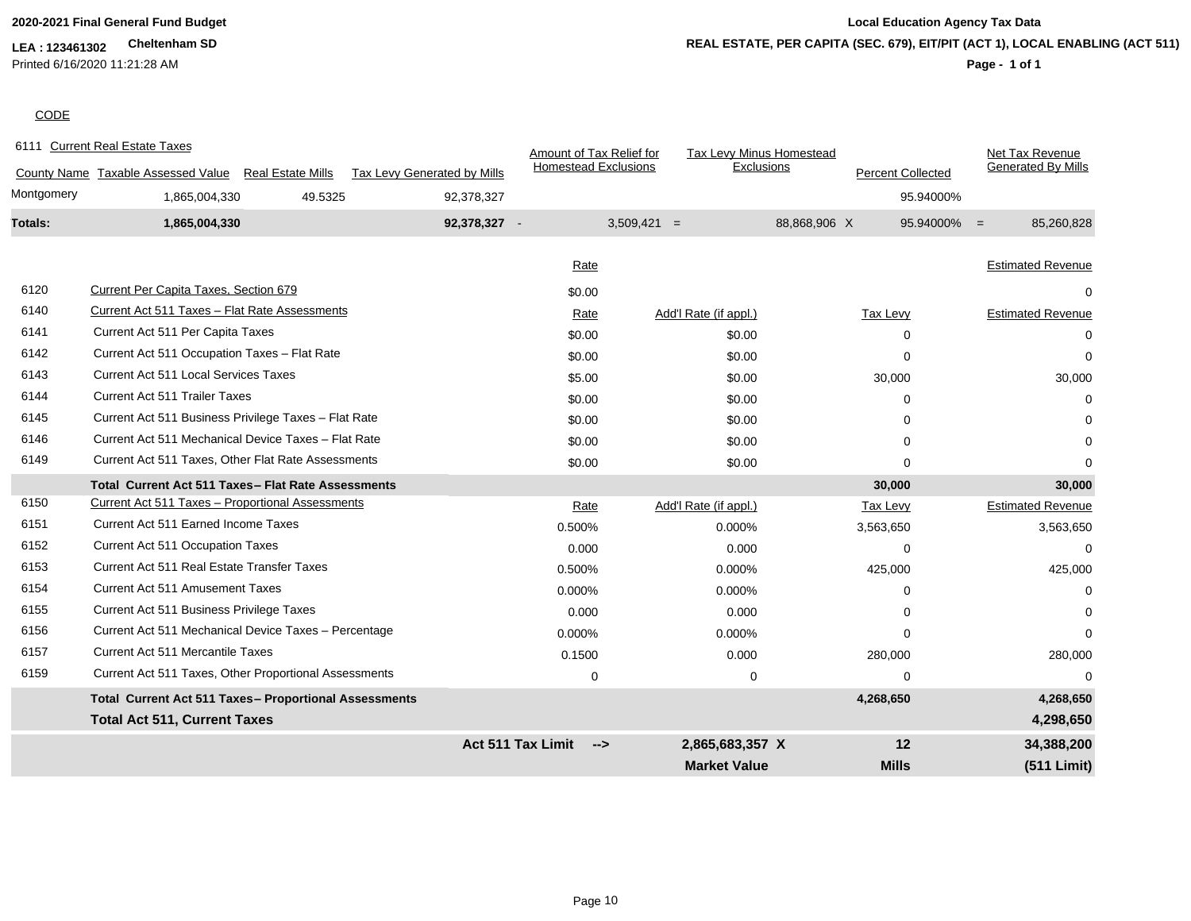**2020-2021 Final General Fund Budget**

**LEA : 123461302** **Cheltenham SD**

Printed 6/16/2020 11:21:28 AM

**Local Education Agency Tax Data**

**REAL ESTATE, PER CAPITA (SEC. 679), EIT/PIT (ACT 1), LOCAL ENABLING (ACT 511)**

CODE

6111 Current Real Estate Taxes

| County Name | Taxable Assessed Value | Real Estate Mills | Tax Levy Generated by Mills | | Amount of Tax Relief for Homestead Exclusions | | Tax Levy Minus Homestead Exclusions | | Percent Collected | | Net Tax Revenue Generated By Mills |
|---|---|---|---|---|---|---|---|---|---|---|---|
| Montgomery | 1,865,004,330 | 49.5325 | 92,378,327 | | | | | | 95.94000% | | |
| **Totals:** | **1,865,004,330** | | **92,378,327** | - | 3,509,421 | = | 88,868,906 | X | 95.94000% | = | 85,260,828 |

| Code | Description | Rate | Add'l Rate (if appl.) | Tax Levy | Estimated Revenue |
|---|---|---|---|---|---|
| 6120 | Current Per Capita Taxes, Section 679 | $0.00 | | | 0 |
| 6140 | Current Act 511 Taxes – Flat Rate Assessments | Rate | Add'l Rate (if appl.) | Tax Levy | Estimated Revenue |
| 6141 | Current Act 511 Per Capita Taxes | $0.00 | $0.00 | 0 | 0 |
| 6142 | Current Act 511 Occupation Taxes – Flat Rate | $0.00 | $0.00 | 0 | 0 |
| 6143 | Current Act 511 Local Services Taxes | $5.00 | $0.00 | 30,000 | 30,000 |
| 6144 | Current Act 511 Trailer Taxes | $0.00 | $0.00 | 0 | 0 |
| 6145 | Current Act 511 Business Privilege Taxes – Flat Rate | $0.00 | $0.00 | 0 | 0 |
| 6146 | Current Act 511 Mechanical Device Taxes – Flat Rate | $0.00 | $0.00 | 0 | 0 |
| 6149 | Current Act 511 Taxes, Other Flat Rate Assessments | $0.00 | $0.00 | 0 | 0 |
| | **Total Current Act 511 Taxes – Flat Rate Assessments** | | | **30,000** | **30,000** |
| 6150 | Current Act 511 Taxes – Proportional Assessments | Rate | Add'l Rate (if appl.) | Tax Levy | Estimated Revenue |
| 6151 | Current Act 511 Earned Income Taxes | 0.500% | 0.000% | 3,563,650 | 3,563,650 |
| 6152 | Current Act 511 Occupation Taxes | 0.000 | 0.000 | 0 | 0 |
| 6153 | Current Act 511 Real Estate Transfer Taxes | 0.500% | 0.000% | 425,000 | 425,000 |
| 6154 | Current Act 511 Amusement Taxes | 0.000% | 0.000% | 0 | 0 |
| 6155 | Current Act 511 Business Privilege Taxes | 0.000 | 0.000 | 0 | 0 |
| 6156 | Current Act 511 Mechanical Device Taxes – Percentage | 0.000% | 0.000% | 0 | 0 |
| 6157 | Current Act 511 Mercantile Taxes | 0.1500 | 0.000 | 280,000 | 280,000 |
| 6159 | Current Act 511 Taxes, Other Proportional Assessments | 0 | 0 | 0 | 0 |
| | **Total Current Act 511 Taxes – Proportional Assessments** | | | **4,268,650** | **4,268,650** |
| | **Total Act 511, Current Taxes** | | | | **4,298,650** |
| | | **Act 511 Tax Limit -->** | **2,865,683,357 X** | **12** | **34,388,200** |
| | | | **Market Value** | **Mills** | **(511 Limit)** |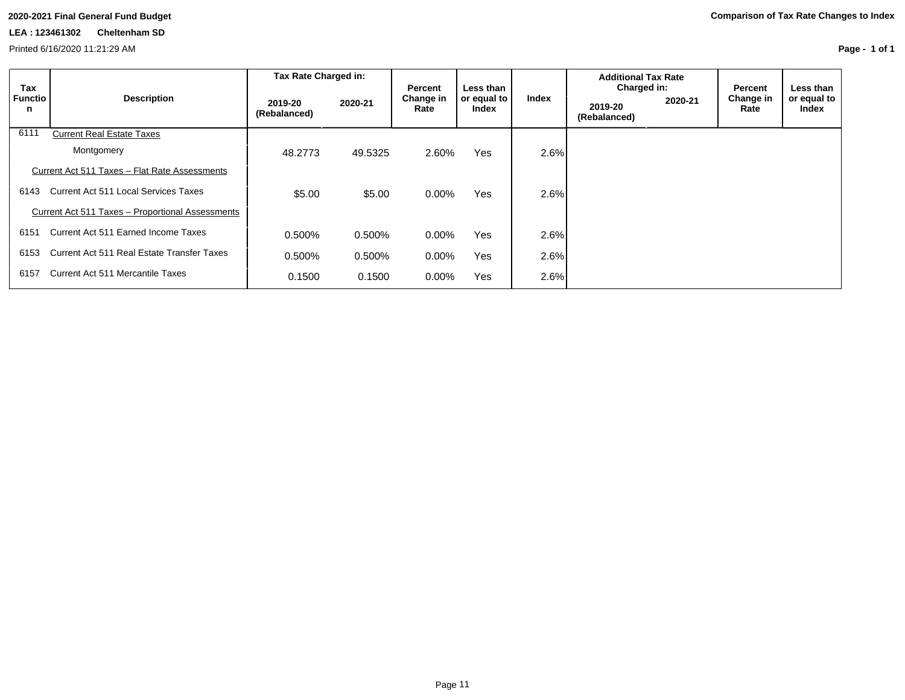**2020-2021 Final General Fund Budget**

**Comparison of Tax Rate Changes to Index**

**LEA : 123461302 Cheltenham SD**

Printed 6/16/2020 11:21:29 AM

| Tax Function | Description | Tax Rate Charged in: 2019-20 (Rebalanced) | Tax Rate Charged in: 2020-21 | Percent Change in Rate | Less than or equal to Index | Index | Additional Tax Rate Charged in: 2019-20 (Rebalanced) | Additional Tax Rate Charged in: 2020-21 | Percent Change in Rate | Less than or equal to Index |
|---|---|---|---|---|---|---|---|---|---|---|
| 6111 | Current Real Estate Taxes | | | | | | | | | |
| | Montgomery | 48.2773 | 49.5325 | 2.60% | Yes | 2.6% | | | | |
| | Current Act 511 Taxes – Flat Rate Assessments | | | | | | | | | |
| 6143 | Current Act 511 Local Services Taxes | $5.00 | $5.00 | 0.00% | Yes | 2.6% | | | | |
| | Current Act 511 Taxes – Proportional Assessments | | | | | | | | | |
| 6151 | Current Act 511 Earned Income Taxes | 0.500% | 0.500% | 0.00% | Yes | 2.6% | | | | |
| 6153 | Current Act 511 Real Estate Transfer Taxes | 0.500% | 0.500% | 0.00% | Yes | 2.6% | | | | |
| 6157 | Current Act 511 Mercantile Taxes | 0.1500 | 0.1500 | 0.00% | Yes | 2.6% | | | | |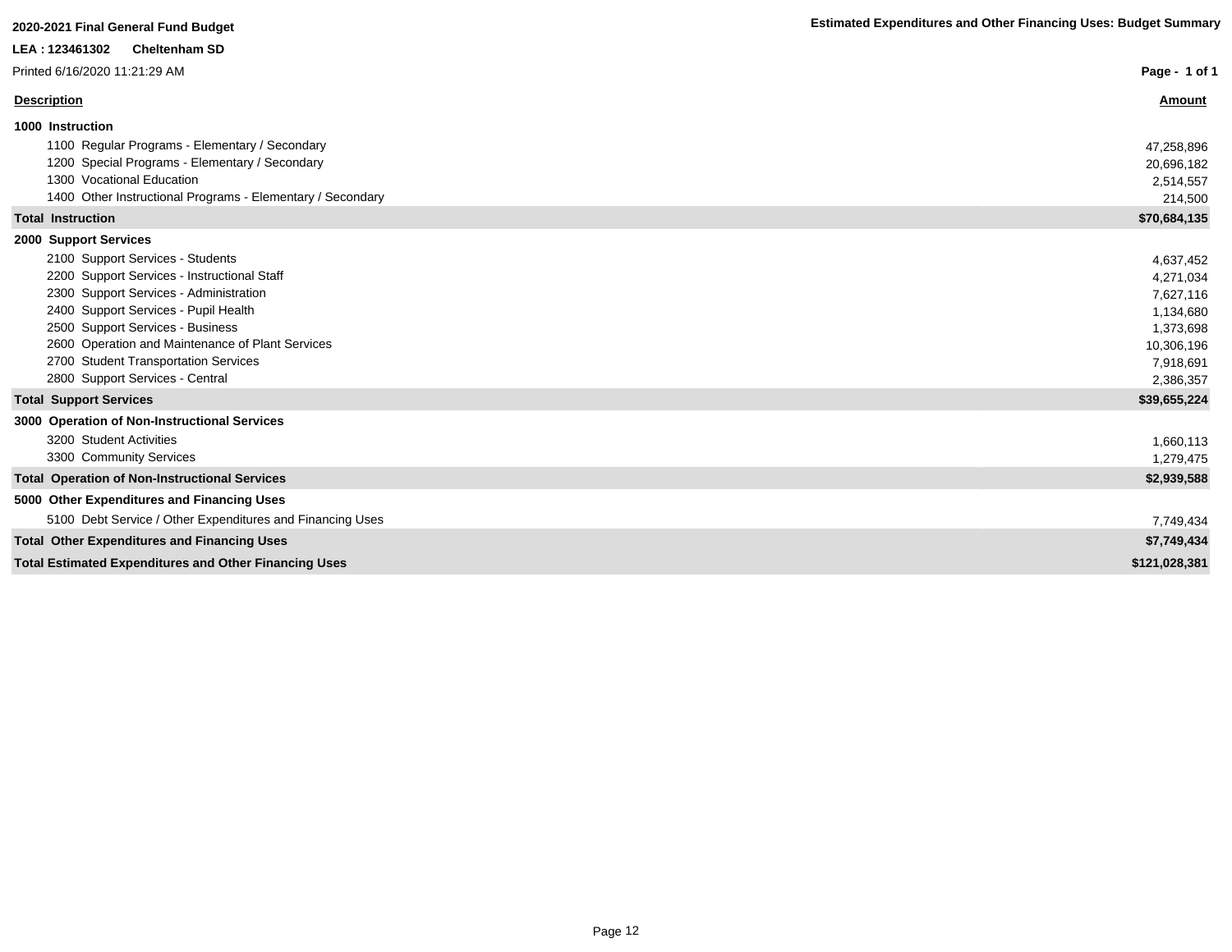**2020-2021 Final General Fund Budget**

**Estimated Expenditures and Other Financing Uses: Budget Summary**

**LEA : 123461302 Cheltenham SD**

Printed 6/16/2020 11:21:29 AM

| Description | Amount |
|---|---|
| **1000 Instruction** | |
| 1100 Regular Programs - Elementary / Secondary | 47,258,896 |
| 1200 Special Programs - Elementary / Secondary | 20,696,182 |
| 1300 Vocational Education | 2,514,557 |
| 1400 Other Instructional Programs - Elementary / Secondary | 214,500 |
| **Total Instruction** | **$70,684,135** |
| **2000 Support Services** | |
| 2100 Support Services - Students | 4,637,452 |
| 2200 Support Services - Instructional Staff | 4,271,034 |
| 2300 Support Services - Administration | 7,627,116 |
| 2400 Support Services - Pupil Health | 1,134,680 |
| 2500 Support Services - Business | 1,373,698 |
| 2600 Operation and Maintenance of Plant Services | 10,306,196 |
| 2700 Student Transportation Services | 7,918,691 |
| 2800 Support Services - Central | 2,386,357 |
| **Total Support Services** | **$39,655,224** |
| **3000 Operation of Non-Instructional Services** | |
| 3200 Student Activities | 1,660,113 |
| 3300 Community Services | 1,279,475 |
| **Total Operation of Non-Instructional Services** | **$2,939,588** |
| **5000 Other Expenditures and Financing Uses** | |
| 5100 Debt Service / Other Expenditures and Financing Uses | 7,749,434 |
| **Total Other Expenditures and Financing Uses** | **$7,749,434** |
| **Total Estimated Expenditures and Other Financing Uses** | **$121,028,381** |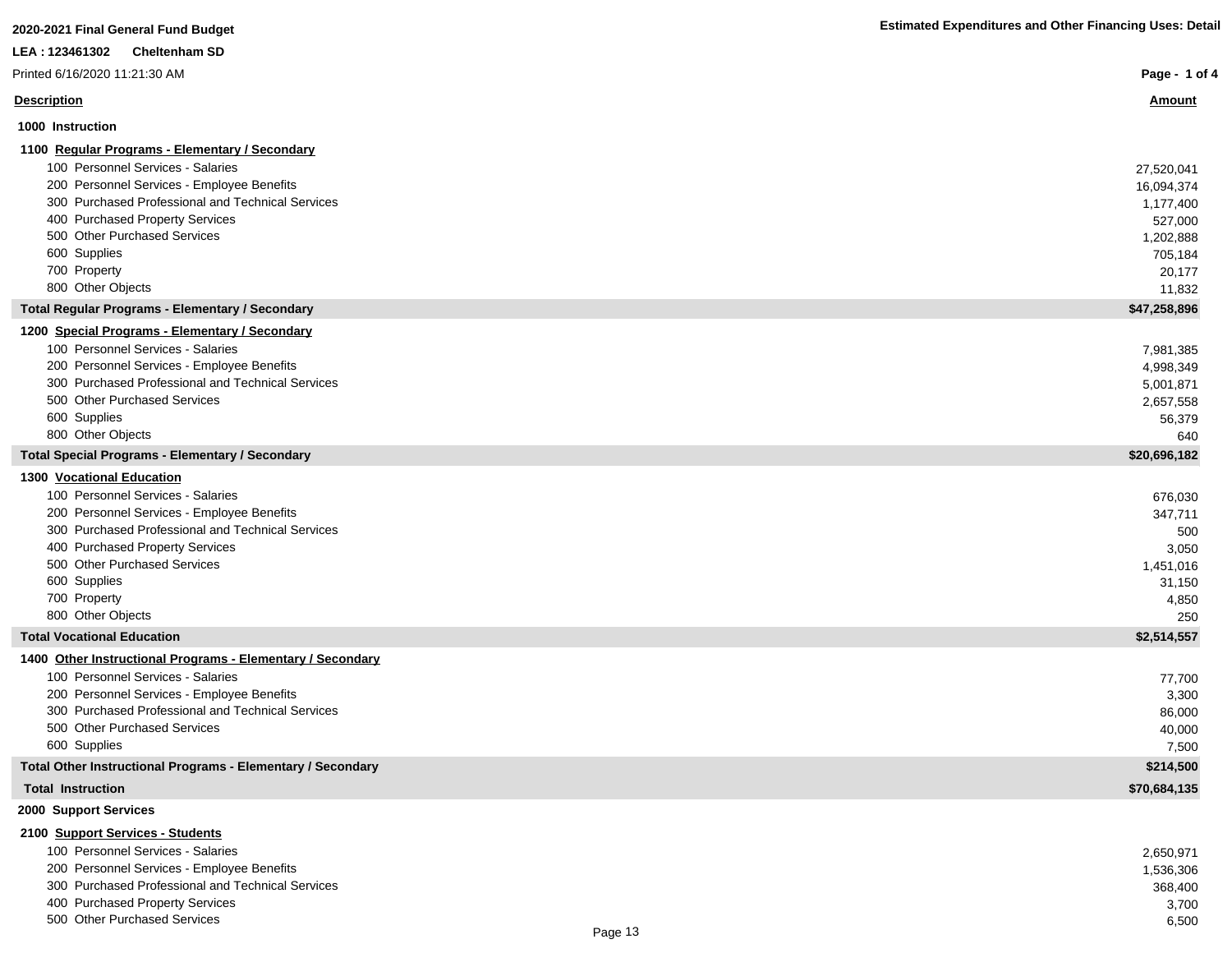**2020-2021 Final General Fund Budget**

**LEA : 123461302 Cheltenham SD**

Printed 6/16/2020 11:21:30 AM

**Estimated Expenditures and Other Financing Uses: Detail**

| Description | Amount |
|---|---|
| **1000 Instruction** | |
| **1100 Regular Programs - Elementary / Secondary** | |
| 100 Personnel Services - Salaries | 27,520,041 |
| 200 Personnel Services - Employee Benefits | 16,094,374 |
| 300 Purchased Professional and Technical Services | 1,177,400 |
| 400 Purchased Property Services | 527,000 |
| 500 Other Purchased Services | 1,202,888 |
| 600 Supplies | 705,184 |
| 700 Property | 20,177 |
| 800 Other Objects | 11,832 |
| **Total Regular Programs - Elementary / Secondary** | **$47,258,896** |
| **1200 Special Programs - Elementary / Secondary** | |
| 100 Personnel Services - Salaries | 7,981,385 |
| 200 Personnel Services - Employee Benefits | 4,998,349 |
| 300 Purchased Professional and Technical Services | 5,001,871 |
| 500 Other Purchased Services | 2,657,558 |
| 600 Supplies | 56,379 |
| 800 Other Objects | 640 |
| **Total Special Programs - Elementary / Secondary** | **$20,696,182** |
| **1300 Vocational Education** | |
| 100 Personnel Services - Salaries | 676,030 |
| 200 Personnel Services - Employee Benefits | 347,711 |
| 300 Purchased Professional and Technical Services | 500 |
| 400 Purchased Property Services | 3,050 |
| 500 Other Purchased Services | 1,451,016 |
| 600 Supplies | 31,150 |
| 700 Property | 4,850 |
| 800 Other Objects | 250 |
| **Total Vocational Education** | **$2,514,557** |
| **1400 Other Instructional Programs - Elementary / Secondary** | |
| 100 Personnel Services - Salaries | 77,700 |
| 200 Personnel Services - Employee Benefits | 3,300 |
| 300 Purchased Professional and Technical Services | 86,000 |
| 500 Other Purchased Services | 40,000 |
| 600 Supplies | 7,500 |
| **Total Other Instructional Programs - Elementary / Secondary** | **$214,500** |
| **Total Instruction** | **$70,684,135** |
| **2000 Support Services** | |
| **2100 Support Services - Students** | |
| 100 Personnel Services - Salaries | 2,650,971 |
| 200 Personnel Services - Employee Benefits | 1,536,306 |
| 300 Purchased Professional and Technical Services | 368,400 |
| 400 Purchased Property Services | 3,700 |
| 500 Other Purchased Services | 6,500 |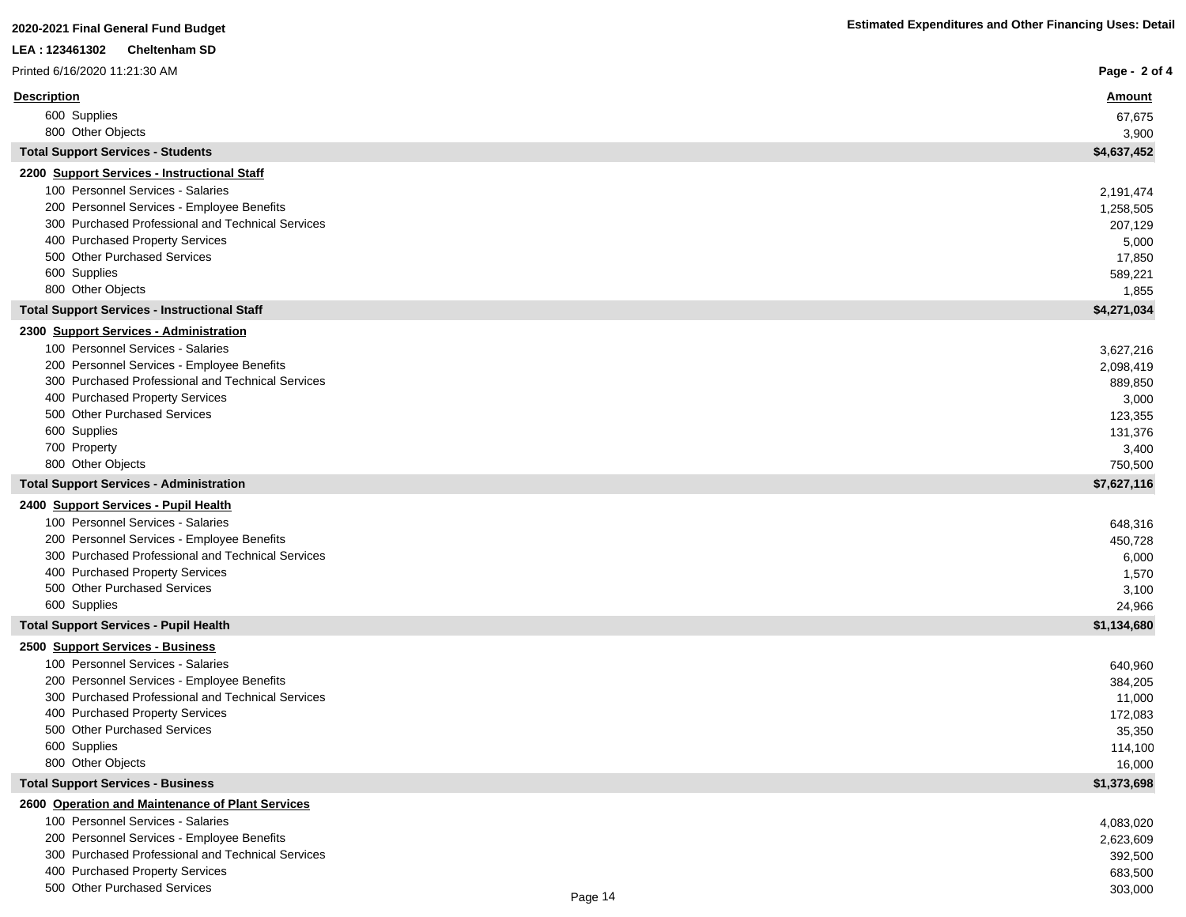**2020-2021 Final General Fund Budget**

**LEA : 123461302 Cheltenham SD**

Printed 6/16/2020 11:21:30 AM

**Estimated Expenditures and Other Financing Uses: Detail**

| Description | Amount |
|---|---|
| 600 Supplies | 67,675 |
| 800 Other Objects | 3,900 |
| **Total Support Services - Students** | **$4,637,452** |
| **2200 Support Services - Instructional Staff** | |
| 100 Personnel Services - Salaries | 2,191,474 |
| 200 Personnel Services - Employee Benefits | 1,258,505 |
| 300 Purchased Professional and Technical Services | 207,129 |
| 400 Purchased Property Services | 5,000 |
| 500 Other Purchased Services | 17,850 |
| 600 Supplies | 589,221 |
| 800 Other Objects | 1,855 |
| **Total Support Services - Instructional Staff** | **$4,271,034** |
| **2300 Support Services - Administration** | |
| 100 Personnel Services - Salaries | 3,627,216 |
| 200 Personnel Services - Employee Benefits | 2,098,419 |
| 300 Purchased Professional and Technical Services | 889,850 |
| 400 Purchased Property Services | 3,000 |
| 500 Other Purchased Services | 123,355 |
| 600 Supplies | 131,376 |
| 700 Property | 3,400 |
| 800 Other Objects | 750,500 |
| **Total Support Services - Administration** | **$7,627,116** |
| **2400 Support Services - Pupil Health** | |
| 100 Personnel Services - Salaries | 648,316 |
| 200 Personnel Services - Employee Benefits | 450,728 |
| 300 Purchased Professional and Technical Services | 6,000 |
| 400 Purchased Property Services | 1,570 |
| 500 Other Purchased Services | 3,100 |
| 600 Supplies | 24,966 |
| **Total Support Services - Pupil Health** | **$1,134,680** |
| **2500 Support Services - Business** | |
| 100 Personnel Services - Salaries | 640,960 |
| 200 Personnel Services - Employee Benefits | 384,205 |
| 300 Purchased Professional and Technical Services | 11,000 |
| 400 Purchased Property Services | 172,083 |
| 500 Other Purchased Services | 35,350 |
| 600 Supplies | 114,100 |
| 800 Other Objects | 16,000 |
| **Total Support Services - Business** | **$1,373,698** |
| **2600 Operation and Maintenance of Plant Services** | |
| 100 Personnel Services - Salaries | 4,083,020 |
| 200 Personnel Services - Employee Benefits | 2,623,609 |
| 300 Purchased Professional and Technical Services | 392,500 |
| 400 Purchased Property Services | 683,500 |
| 500 Other Purchased Services | 303,000 |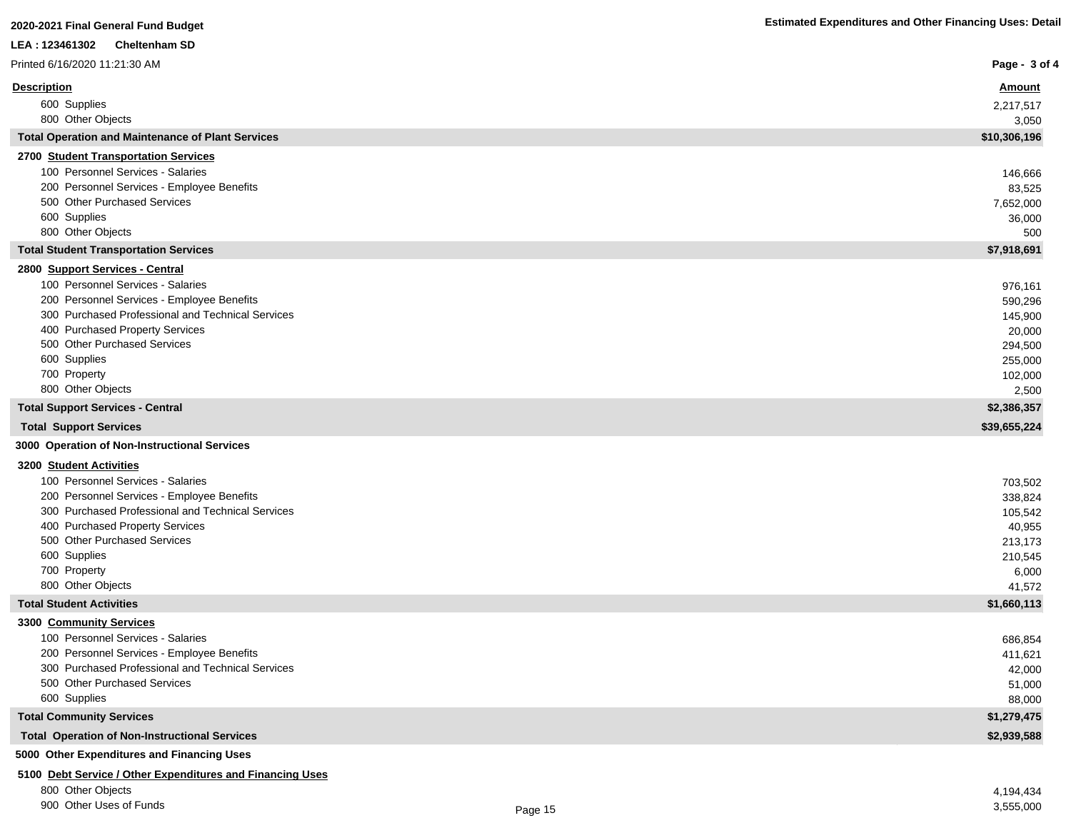2020-2021 Final General Fund Budget

LEA : 123461302 Cheltenham SD

Printed 6/16/2020 11:21:30 AM

Estimated Expenditures and Other Financing Uses: Detail

| Description | Amount |
| --- | --- |
| 600 Supplies | 2,217,517 |
| 800 Other Objects | 3,050 |
| **Total Operation and Maintenance of Plant Services** | **$10,306,196** |
| **2700 Student Transportation Services** | |
| 100 Personnel Services - Salaries | 146,666 |
| 200 Personnel Services - Employee Benefits | 83,525 |
| 500 Other Purchased Services | 7,652,000 |
| 600 Supplies | 36,000 |
| 800 Other Objects | 500 |
| **Total Student Transportation Services** | **$7,918,691** |
| **2800 Support Services - Central** | |
| 100 Personnel Services - Salaries | 976,161 |
| 200 Personnel Services - Employee Benefits | 590,296 |
| 300 Purchased Professional and Technical Services | 145,900 |
| 400 Purchased Property Services | 20,000 |
| 500 Other Purchased Services | 294,500 |
| 600 Supplies | 255,000 |
| 700 Property | 102,000 |
| 800 Other Objects | 2,500 |
| **Total Support Services - Central** | **$2,386,357** |
| **Total Support Services** | **$39,655,224** |
| **3000 Operation of Non-Instructional Services** | |
| **3200 Student Activities** | |
| 100 Personnel Services - Salaries | 703,502 |
| 200 Personnel Services - Employee Benefits | 338,824 |
| 300 Purchased Professional and Technical Services | 105,542 |
| 400 Purchased Property Services | 40,955 |
| 500 Other Purchased Services | 213,173 |
| 600 Supplies | 210,545 |
| 700 Property | 6,000 |
| 800 Other Objects | 41,572 |
| **Total Student Activities** | **$1,660,113** |
| **3300 Community Services** | |
| 100 Personnel Services - Salaries | 686,854 |
| 200 Personnel Services - Employee Benefits | 411,621 |
| 300 Purchased Professional and Technical Services | 42,000 |
| 500 Other Purchased Services | 51,000 |
| 600 Supplies | 88,000 |
| **Total Community Services** | **$1,279,475** |
| **Total Operation of Non-Instructional Services** | **$2,939,588** |
| **5000 Other Expenditures and Financing Uses** | |
| **5100 Debt Service / Other Expenditures and Financing Uses** | |
| 800 Other Objects | 4,194,434 |
| 900 Other Uses of Funds | 3,555,000 |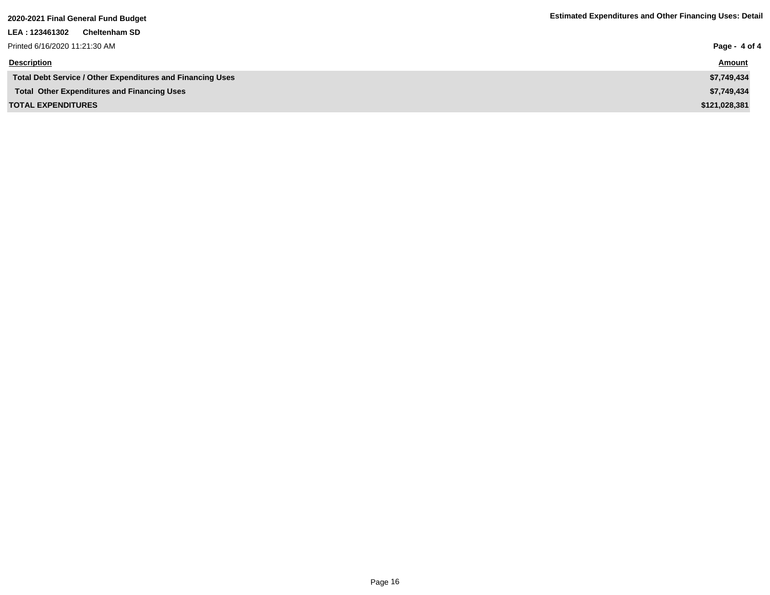| Description | Amount |
| --- | --- |
| **Total Debt Service / Other Expenditures and Financing Uses** | **$7,749,434** |
| **Total Other Expenditures and Financing Uses** | **$7,749,434** |
| **TOTAL EXPENDITURES** | **$121,028,381** |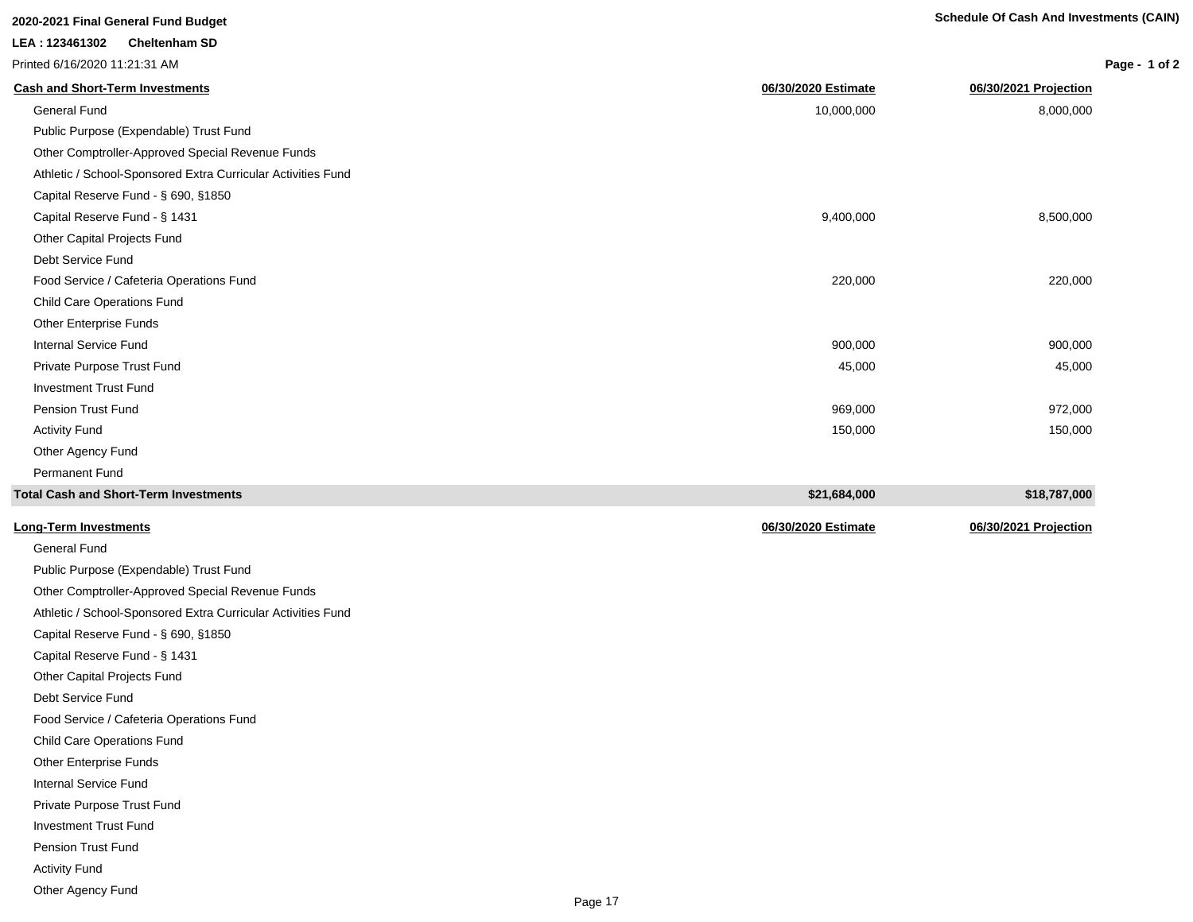**2020-2021 Final General Fund Budget**

**LEA : 123461302 Cheltenham SD**

Printed 6/16/2020 11:21:31 AM

**Schedule Of Cash And Investments (CAIN)**

| **Cash and Short-Term Investments** | **06/30/2020 Estimate** | **06/30/2021 Projection** |
|---|---|---|
| General Fund | 10,000,000 | 8,000,000 |
| Public Purpose (Expendable) Trust Fund | | |
| Other Comptroller-Approved Special Revenue Funds | | |
| Athletic / School-Sponsored Extra Curricular Activities Fund | | |
| Capital Reserve Fund - § 690, §1850 | | |
| Capital Reserve Fund - § 1431 | 9,400,000 | 8,500,000 |
| Other Capital Projects Fund | | |
| Debt Service Fund | | |
| Food Service / Cafeteria Operations Fund | 220,000 | 220,000 |
| Child Care Operations Fund | | |
| Other Enterprise Funds | | |
| Internal Service Fund | 900,000 | 900,000 |
| Private Purpose Trust Fund | 45,000 | 45,000 |
| Investment Trust Fund | | |
| Pension Trust Fund | 969,000 | 972,000 |
| Activity Fund | 150,000 | 150,000 |
| Other Agency Fund | | |
| Permanent Fund | | |
| **Total Cash and Short-Term Investments** | **$21,684,000** | **$18,787,000** |

| **Long-Term Investments** | **06/30/2020 Estimate** | **06/30/2021 Projection** |
|---|---|---|
| General Fund | | |
| Public Purpose (Expendable) Trust Fund | | |
| Other Comptroller-Approved Special Revenue Funds | | |
| Athletic / School-Sponsored Extra Curricular Activities Fund | | |
| Capital Reserve Fund - § 690, §1850 | | |
| Capital Reserve Fund - § 1431 | | |
| Other Capital Projects Fund | | |
| Debt Service Fund | | |
| Food Service / Cafeteria Operations Fund | | |
| Child Care Operations Fund | | |
| Other Enterprise Funds | | |
| Internal Service Fund | | |
| Private Purpose Trust Fund | | |
| Investment Trust Fund | | |
| Pension Trust Fund | | |
| Activity Fund | | |
| Other Agency Fund | | |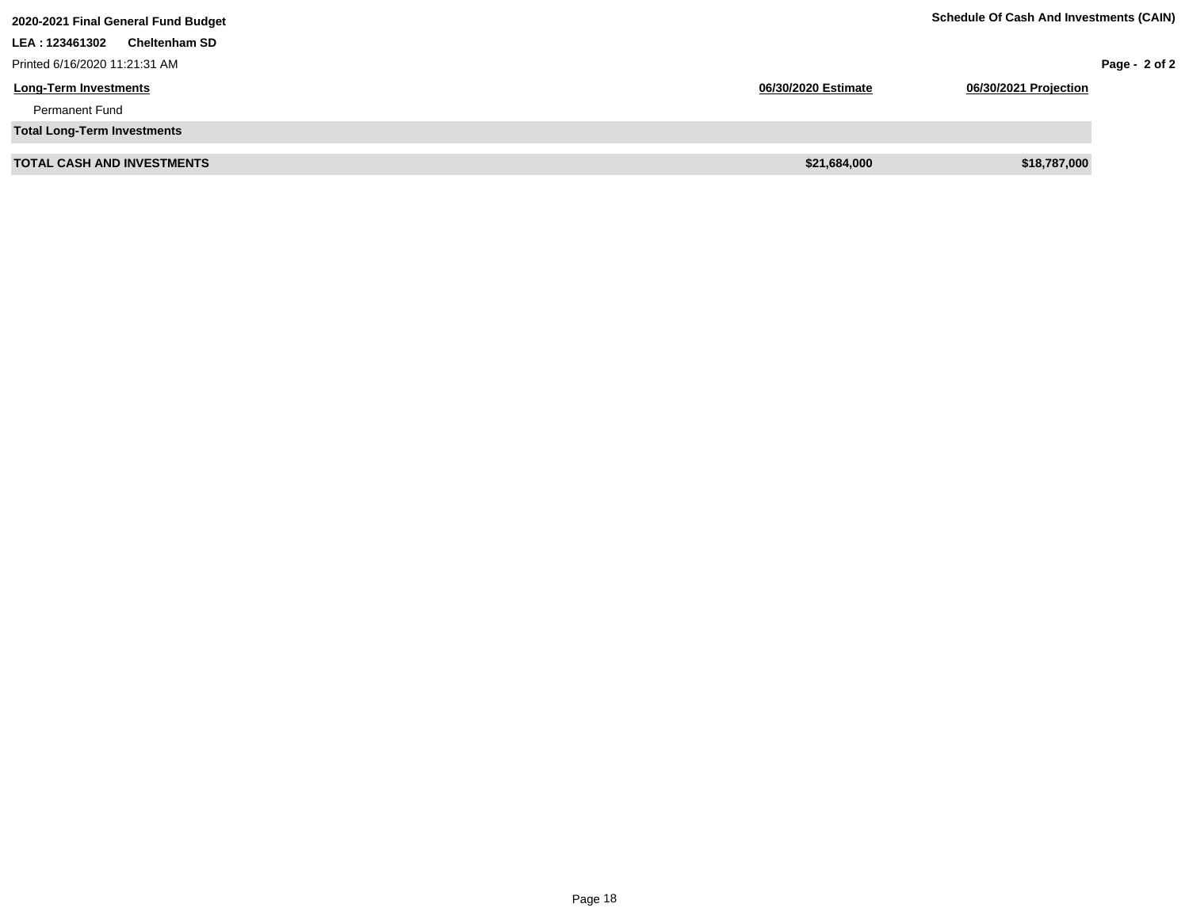**2020-2021 Final General Fund Budget**

**Schedule Of Cash And Investments (CAIN)**

**LEA : 123461302 Cheltenham SD**

Printed 6/16/2020 11:21:31 AM

| Long-Term Investments | 06/30/2020 Estimate | 06/30/2021 Projection |
|---|---|---|
| Permanent Fund | | |
| **Total Long-Term Investments** | | |
| **TOTAL CASH AND INVESTMENTS** | **$21,684,000** | **$18,787,000** |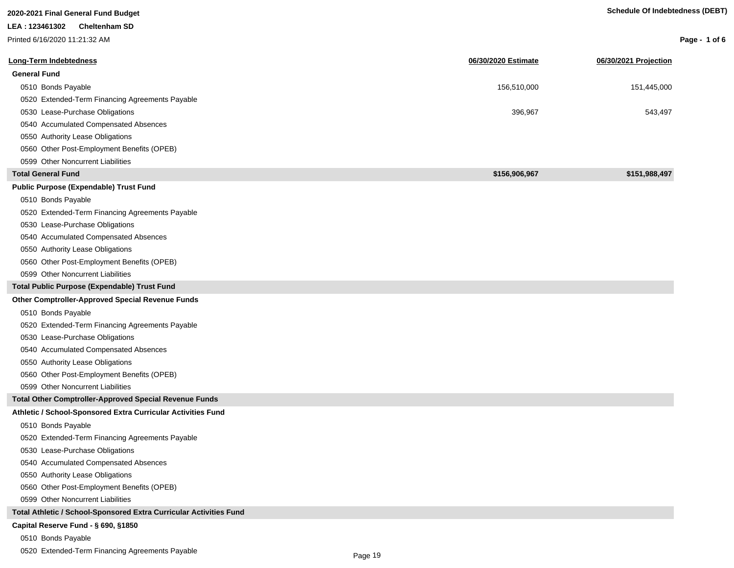**2020-2021 Final General Fund Budget**

**LEA : 123461302 Cheltenham SD**

Printed 6/16/2020 11:21:32 AM

**Schedule Of Indebtedness (DEBT)**

| Long-Term Indebtedness | 06/30/2020 Estimate | 06/30/2021 Projection |
|---|---|---|
| **General Fund** | | |
| 0510 Bonds Payable | 156,510,000 | 151,445,000 |
| 0520 Extended-Term Financing Agreements Payable | | |
| 0530 Lease-Purchase Obligations | 396,967 | 543,497 |
| 0540 Accumulated Compensated Absences | | |
| 0550 Authority Lease Obligations | | |
| 0560 Other Post-Employment Benefits (OPEB) | | |
| 0599 Other Noncurrent Liabilities | | |
| **Total General Fund** | **$156,906,967** | **$151,988,497** |
| **Public Purpose (Expendable) Trust Fund** | | |
| 0510 Bonds Payable | | |
| 0520 Extended-Term Financing Agreements Payable | | |
| 0530 Lease-Purchase Obligations | | |
| 0540 Accumulated Compensated Absences | | |
| 0550 Authority Lease Obligations | | |
| 0560 Other Post-Employment Benefits (OPEB) | | |
| 0599 Other Noncurrent Liabilities | | |
| **Total Public Purpose (Expendable) Trust Fund** | | |
| **Other Comptroller-Approved Special Revenue Funds** | | |
| 0510 Bonds Payable | | |
| 0520 Extended-Term Financing Agreements Payable | | |
| 0530 Lease-Purchase Obligations | | |
| 0540 Accumulated Compensated Absences | | |
| 0550 Authority Lease Obligations | | |
| 0560 Other Post-Employment Benefits (OPEB) | | |
| 0599 Other Noncurrent Liabilities | | |
| **Total Other Comptroller-Approved Special Revenue Funds** | | |
| **Athletic / School-Sponsored Extra Curricular Activities Fund** | | |
| 0510 Bonds Payable | | |
| 0520 Extended-Term Financing Agreements Payable | | |
| 0530 Lease-Purchase Obligations | | |
| 0540 Accumulated Compensated Absences | | |
| 0550 Authority Lease Obligations | | |
| 0560 Other Post-Employment Benefits (OPEB) | | |
| 0599 Other Noncurrent Liabilities | | |
| **Total Athletic / School-Sponsored Extra Curricular Activities Fund** | | |
| **Capital Reserve Fund - § 690, §1850** | | |
| 0510 Bonds Payable | | |
| 0520 Extended-Term Financing Agreements Payable | | |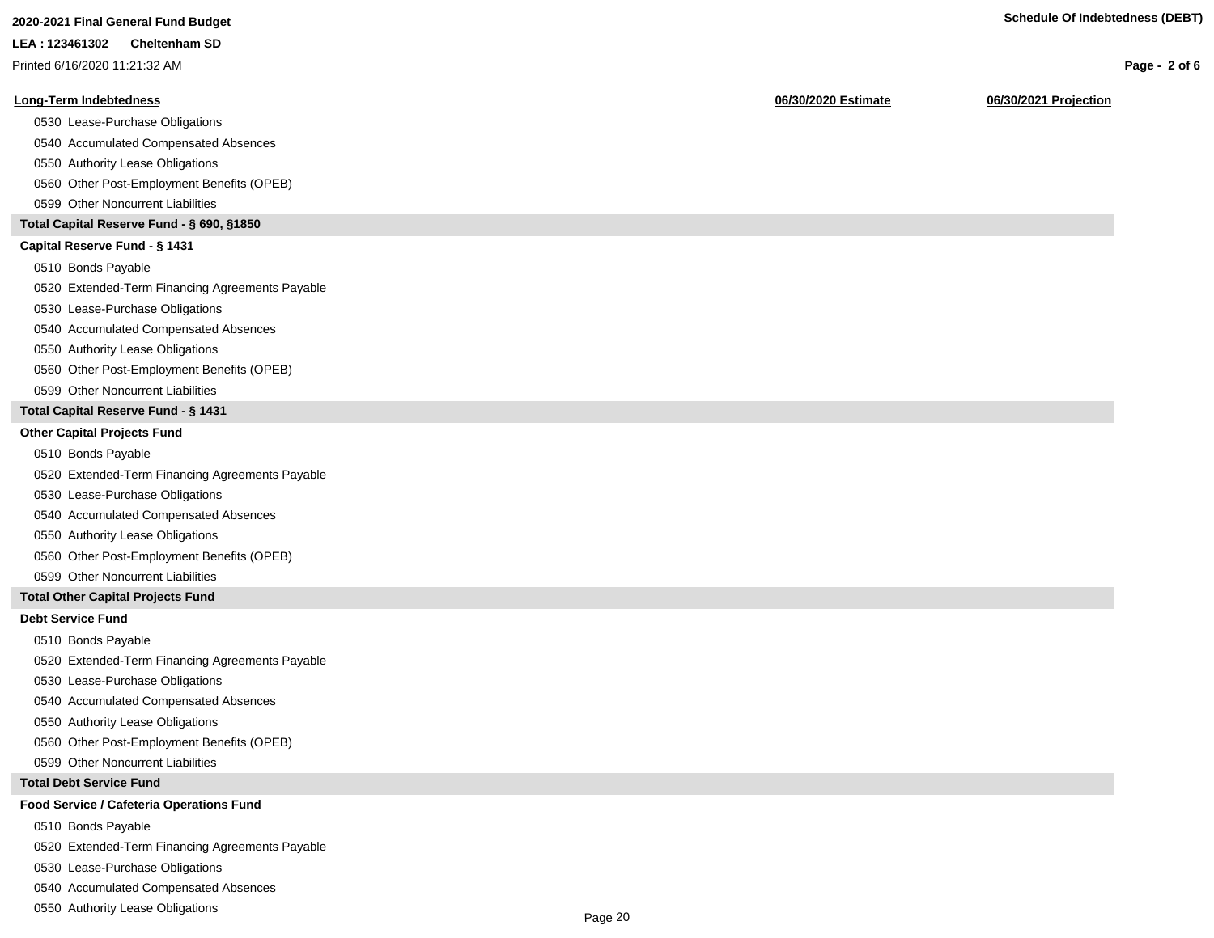**2020-2021 Final General Fund Budget**

**LEA : 123461302 Cheltenham SD**

Printed 6/16/2020 11:21:32 AM

**Schedule Of Indebtedness (DEBT)**

| Long-Term Indebtedness | 06/30/2020 Estimate | 06/30/2021 Projection |
|---|---|---|
| 0530 Lease-Purchase Obligations | | |
| 0540 Accumulated Compensated Absences | | |
| 0550 Authority Lease Obligations | | |
| 0560 Other Post-Employment Benefits (OPEB) | | |
| 0599 Other Noncurrent Liabilities | | |
| **Total Capital Reserve Fund - § 690, §1850** | | |
| **Capital Reserve Fund - § 1431** | | |
| 0510 Bonds Payable | | |
| 0520 Extended-Term Financing Agreements Payable | | |
| 0530 Lease-Purchase Obligations | | |
| 0540 Accumulated Compensated Absences | | |
| 0550 Authority Lease Obligations | | |
| 0560 Other Post-Employment Benefits (OPEB) | | |
| 0599 Other Noncurrent Liabilities | | |
| **Total Capital Reserve Fund - § 1431** | | |
| **Other Capital Projects Fund** | | |
| 0510 Bonds Payable | | |
| 0520 Extended-Term Financing Agreements Payable | | |
| 0530 Lease-Purchase Obligations | | |
| 0540 Accumulated Compensated Absences | | |
| 0550 Authority Lease Obligations | | |
| 0560 Other Post-Employment Benefits (OPEB) | | |
| 0599 Other Noncurrent Liabilities | | |
| **Total Other Capital Projects Fund** | | |
| **Debt Service Fund** | | |
| 0510 Bonds Payable | | |
| 0520 Extended-Term Financing Agreements Payable | | |
| 0530 Lease-Purchase Obligations | | |
| 0540 Accumulated Compensated Absences | | |
| 0550 Authority Lease Obligations | | |
| 0560 Other Post-Employment Benefits (OPEB) | | |
| 0599 Other Noncurrent Liabilities | | |
| **Total Debt Service Fund** | | |
| **Food Service / Cafeteria Operations Fund** | | |
| 0510 Bonds Payable | | |
| 0520 Extended-Term Financing Agreements Payable | | |
| 0530 Lease-Purchase Obligations | | |
| 0540 Accumulated Compensated Absences | | |
| 0550 Authority Lease Obligations | | |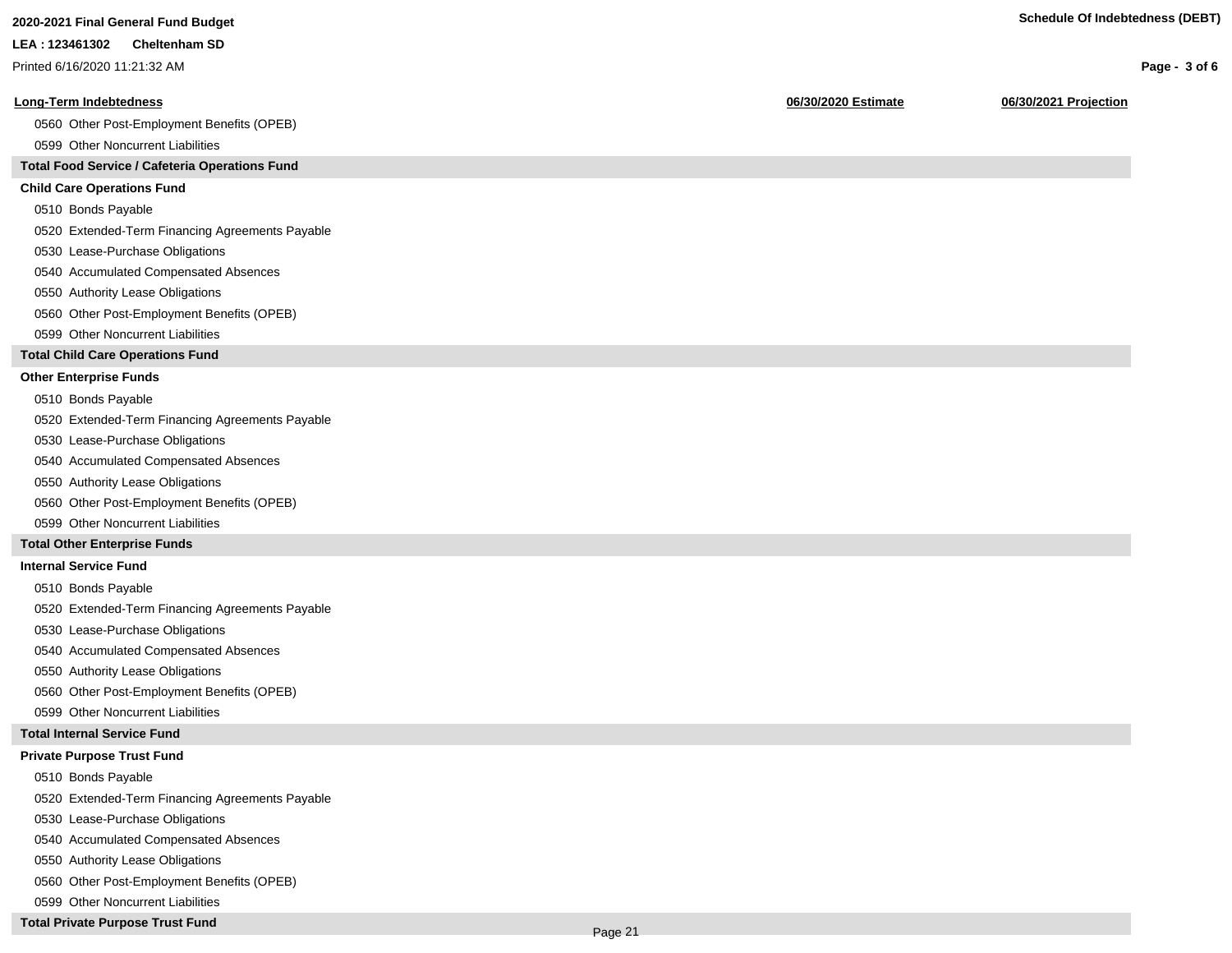| Long-Term Indebtedness | 06/30/2020 Estimate | 06/30/2021 Projection |
|---|---|---|
| 0560 Other Post-Employment Benefits (OPEB) | | |
| 0599 Other Noncurrent Liabilities | | |
| **Total Food Service / Cafeteria Operations Fund** | | |
| **Child Care Operations Fund** | | |
| 0510 Bonds Payable | | |
| 0520 Extended-Term Financing Agreements Payable | | |
| 0530 Lease-Purchase Obligations | | |
| 0540 Accumulated Compensated Absences | | |
| 0550 Authority Lease Obligations | | |
| 0560 Other Post-Employment Benefits (OPEB) | | |
| 0599 Other Noncurrent Liabilities | | |
| **Total Child Care Operations Fund** | | |
| **Other Enterprise Funds** | | |
| 0510 Bonds Payable | | |
| 0520 Extended-Term Financing Agreements Payable | | |
| 0530 Lease-Purchase Obligations | | |
| 0540 Accumulated Compensated Absences | | |
| 0550 Authority Lease Obligations | | |
| 0560 Other Post-Employment Benefits (OPEB) | | |
| 0599 Other Noncurrent Liabilities | | |
| **Total Other Enterprise Funds** | | |
| **Internal Service Fund** | | |
| 0510 Bonds Payable | | |
| 0520 Extended-Term Financing Agreements Payable | | |
| 0530 Lease-Purchase Obligations | | |
| 0540 Accumulated Compensated Absences | | |
| 0550 Authority Lease Obligations | | |
| 0560 Other Post-Employment Benefits (OPEB) | | |
| 0599 Other Noncurrent Liabilities | | |
| **Total Internal Service Fund** | | |
| **Private Purpose Trust Fund** | | |
| 0510 Bonds Payable | | |
| 0520 Extended-Term Financing Agreements Payable | | |
| 0530 Lease-Purchase Obligations | | |
| 0540 Accumulated Compensated Absences | | |
| 0550 Authority Lease Obligations | | |
| 0560 Other Post-Employment Benefits (OPEB) | | |
| 0599 Other Noncurrent Liabilities | | |
| **Total Private Purpose Trust Fund** | | |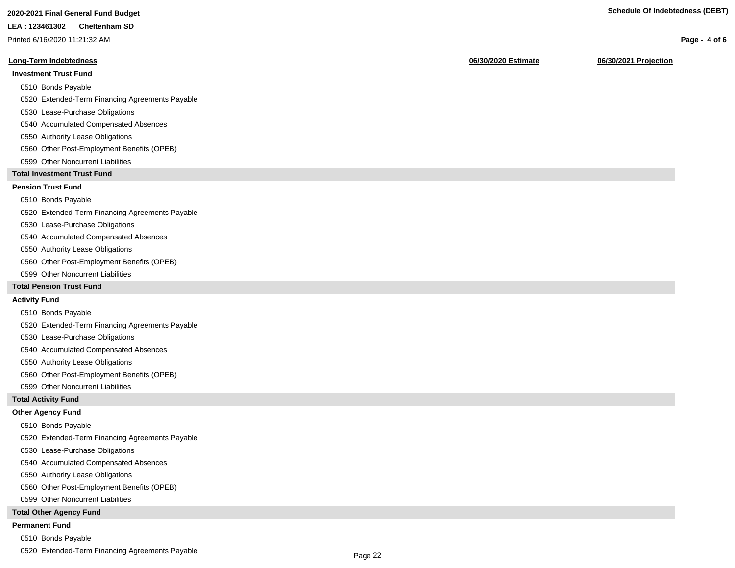| Long-Term Indebtedness | 06/30/2020 Estimate | 06/30/2021 Projection |
|---|---|---|
| **Investment Trust Fund** | | |
| 0510 Bonds Payable | | |
| 0520 Extended-Term Financing Agreements Payable | | |
| 0530 Lease-Purchase Obligations | | |
| 0540 Accumulated Compensated Absences | | |
| 0550 Authority Lease Obligations | | |
| 0560 Other Post-Employment Benefits (OPEB) | | |
| 0599 Other Noncurrent Liabilities | | |
| **Total Investment Trust Fund** | | |
| **Pension Trust Fund** | | |
| 0510 Bonds Payable | | |
| 0520 Extended-Term Financing Agreements Payable | | |
| 0530 Lease-Purchase Obligations | | |
| 0540 Accumulated Compensated Absences | | |
| 0550 Authority Lease Obligations | | |
| 0560 Other Post-Employment Benefits (OPEB) | | |
| 0599 Other Noncurrent Liabilities | | |
| **Total Pension Trust Fund** | | |
| **Activity Fund** | | |
| 0510 Bonds Payable | | |
| 0520 Extended-Term Financing Agreements Payable | | |
| 0530 Lease-Purchase Obligations | | |
| 0540 Accumulated Compensated Absences | | |
| 0550 Authority Lease Obligations | | |
| 0560 Other Post-Employment Benefits (OPEB) | | |
| 0599 Other Noncurrent Liabilities | | |
| **Total Activity Fund** | | |
| **Other Agency Fund** | | |
| 0510 Bonds Payable | | |
| 0520 Extended-Term Financing Agreements Payable | | |
| 0530 Lease-Purchase Obligations | | |
| 0540 Accumulated Compensated Absences | | |
| 0550 Authority Lease Obligations | | |
| 0560 Other Post-Employment Benefits (OPEB) | | |
| 0599 Other Noncurrent Liabilities | | |
| **Total Other Agency Fund** | | |
| **Permanent Fund** | | |
| 0510 Bonds Payable | | |
| 0520 Extended-Term Financing Agreements Payable | | |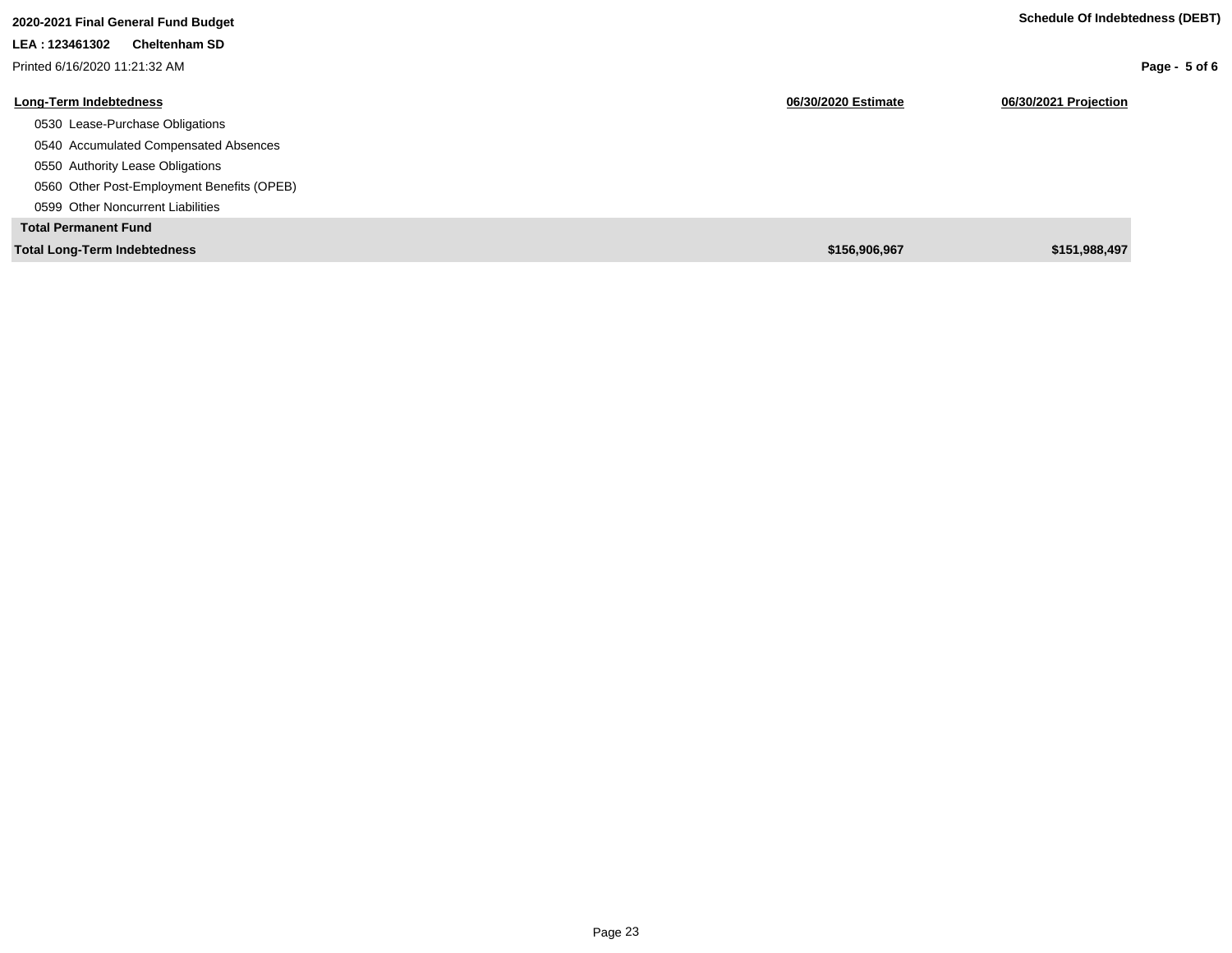| Long-Term Indebtedness | 06/30/2020 Estimate | 06/30/2021 Projection |
|---|---|---|
| 0530 Lease-Purchase Obligations | | |
| 0540 Accumulated Compensated Absences | | |
| 0550 Authority Lease Obligations | | |
| 0560 Other Post-Employment Benefits (OPEB) | | |
| 0599 Other Noncurrent Liabilities | | |
| **Total Permanent Fund** | | |
| **Total Long-Term Indebtedness** | **$156,906,967** | **$151,988,497** |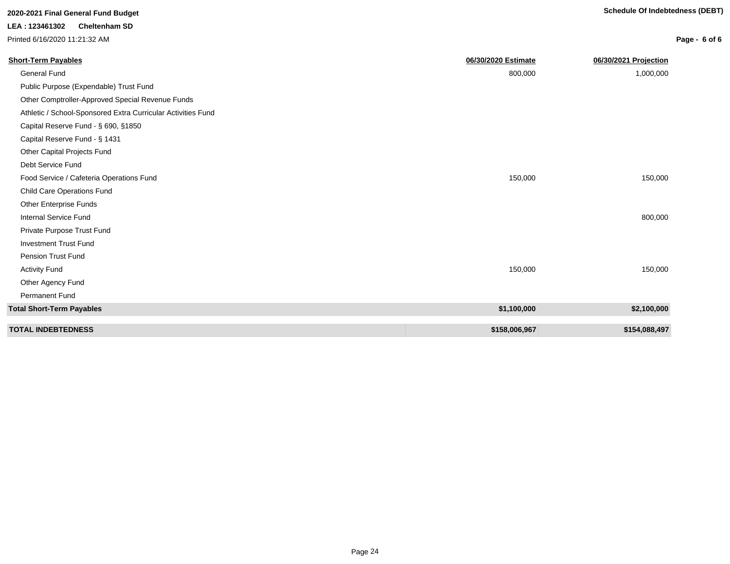**2020-2021 Final General Fund Budget**

**LEA : 123461302 Cheltenham SD**

Printed 6/16/2020 11:21:32 AM

**Schedule Of Indebtedness (DEBT)**

| Short-Term Payables | 06/30/2020 Estimate | 06/30/2021 Projection |
|---|---|---|
| General Fund | 800,000 | 1,000,000 |
| Public Purpose (Expendable) Trust Fund | | |
| Other Comptroller-Approved Special Revenue Funds | | |
| Athletic / School-Sponsored Extra Curricular Activities Fund | | |
| Capital Reserve Fund - § 690, §1850 | | |
| Capital Reserve Fund - § 1431 | | |
| Other Capital Projects Fund | | |
| Debt Service Fund | | |
| Food Service / Cafeteria Operations Fund | 150,000 | 150,000 |
| Child Care Operations Fund | | |
| Other Enterprise Funds | | |
| Internal Service Fund | | 800,000 |
| Private Purpose Trust Fund | | |
| Investment Trust Fund | | |
| Pension Trust Fund | | |
| Activity Fund | 150,000 | 150,000 |
| Other Agency Fund | | |
| Permanent Fund | | |
| **Total Short-Term Payables** | **$1,100,000** | **$2,100,000** |
| **TOTAL INDEBTEDNESS** | **$158,006,967** | **$154,088,497** |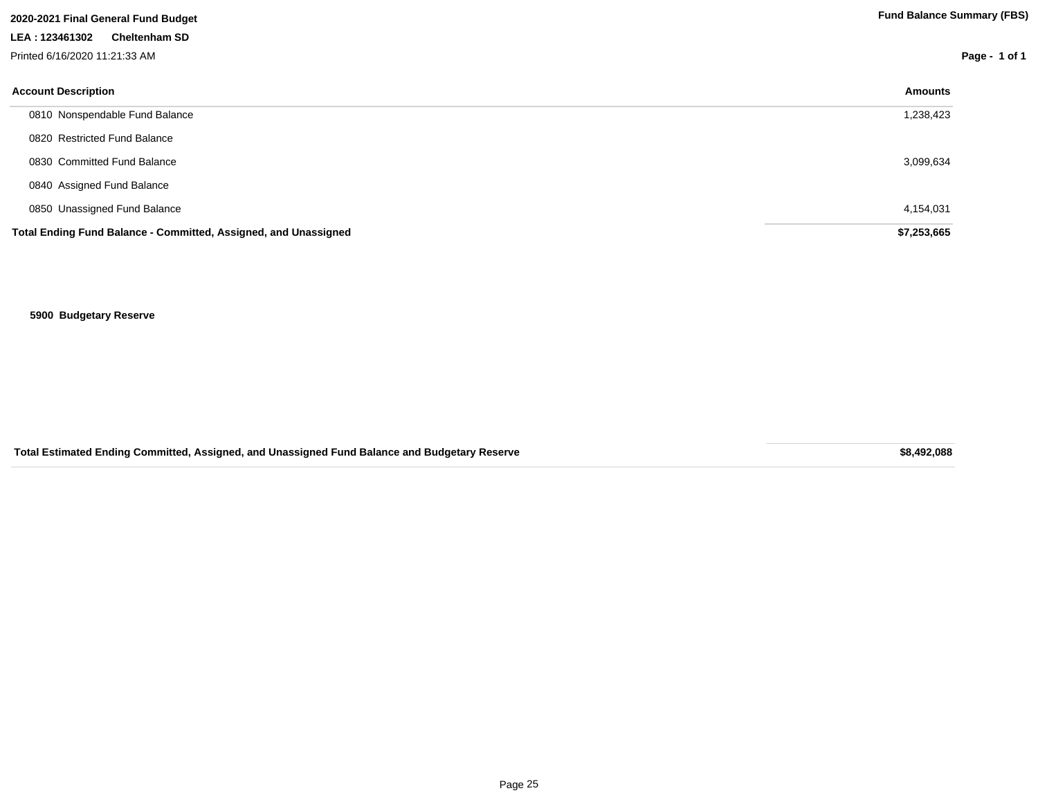**2020-2021 Final General Fund Budget**

**LEA : 123461302 Cheltenham SD**

Printed 6/16/2020 11:21:33 AM

**Fund Balance Summary (FBS)**

| Account Description | Amounts |
|---|---|
| 0810 Nonspendable Fund Balance | 1,238,423 |
| 0820 Restricted Fund Balance | |
| 0830 Committed Fund Balance | 3,099,634 |
| 0840 Assigned Fund Balance | |
| 0850 Unassigned Fund Balance | 4,154,031 |
| **Total Ending Fund Balance - Committed, Assigned, and Unassigned** | **$7,253,665** |
| **5900 Budgetary Reserve** | |
| **Total Estimated Ending Committed, Assigned, and Unassigned Fund Balance and Budgetary Reserve** | **$8,492,088** |